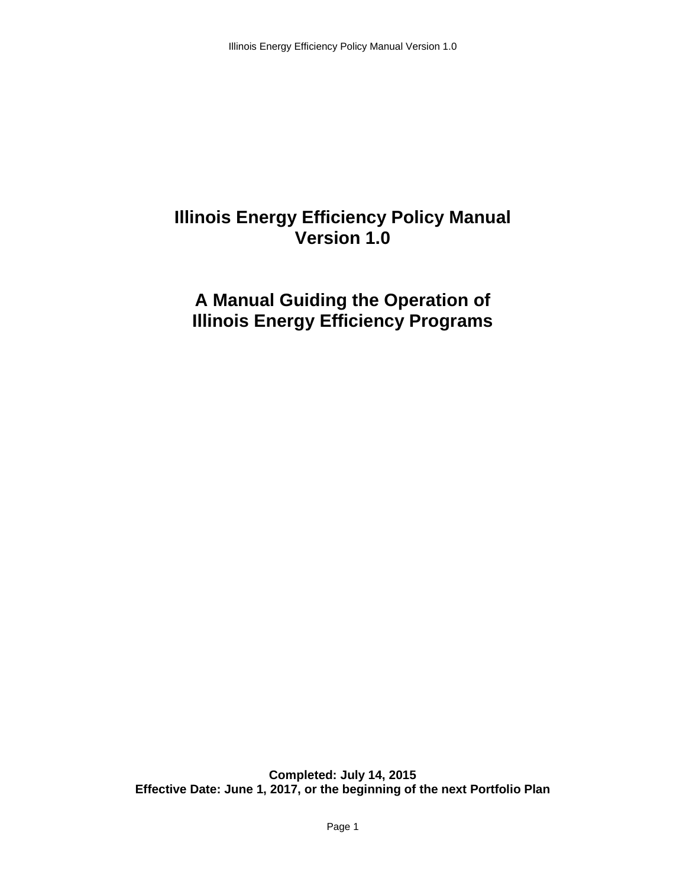# Illinois Energy Efficiency Policy Manual
# Version 1.0

## A Manual Guiding the Operation of Illinois Energy Efficiency Programs

**Completed: July 14, 2015**
**Effective Date: June 1, 2017, or the beginning of the next Portfolio Plan**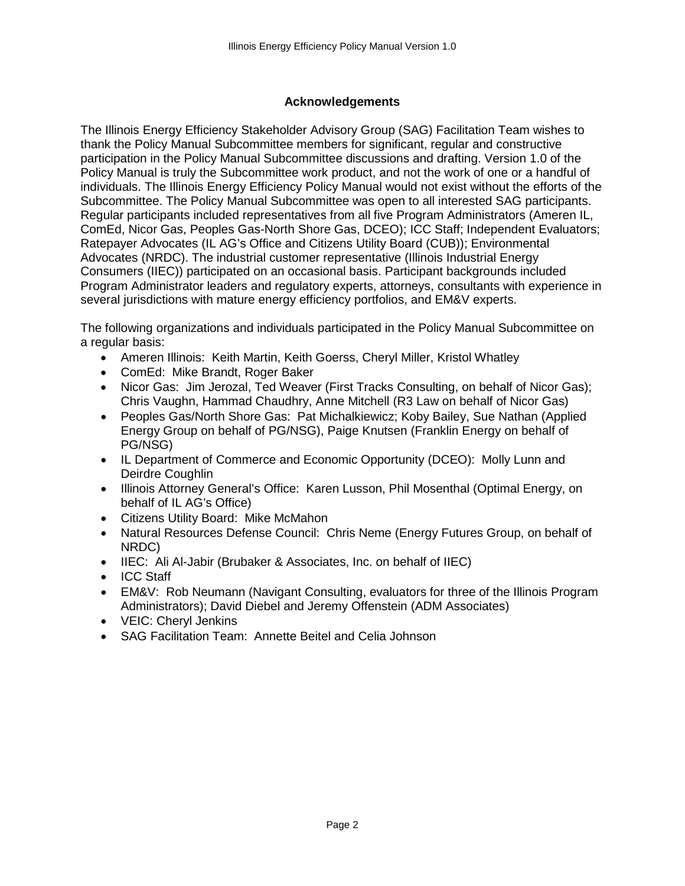## Acknowledgements

The Illinois Energy Efficiency Stakeholder Advisory Group (SAG) Facilitation Team wishes to thank the Policy Manual Subcommittee members for significant, regular and constructive participation in the Policy Manual Subcommittee discussions and drafting. Version 1.0 of the Policy Manual is truly the Subcommittee work product, and not the work of one or a handful of individuals. The Illinois Energy Efficiency Policy Manual would not exist without the efforts of the Subcommittee. The Policy Manual Subcommittee was open to all interested SAG participants. Regular participants included representatives from all five Program Administrators (Ameren IL, ComEd, Nicor Gas, Peoples Gas-North Shore Gas, DCEO); ICC Staff; Independent Evaluators; Ratepayer Advocates (IL AG's Office and Citizens Utility Board (CUB)); Environmental Advocates (NRDC). The industrial customer representative (Illinois Industrial Energy Consumers (IIEC)) participated on an occasional basis. Participant backgrounds included Program Administrator leaders and regulatory experts, attorneys, consultants with experience in several jurisdictions with mature energy efficiency portfolios, and EM&V experts.

The following organizations and individuals participated in the Policy Manual Subcommittee on a regular basis:

- Ameren Illinois: Keith Martin, Keith Goerss, Cheryl Miller, Kristol Whatley
- ComEd: Mike Brandt, Roger Baker
- Nicor Gas: Jim Jerozal, Ted Weaver (First Tracks Consulting, on behalf of Nicor Gas); Chris Vaughn, Hammad Chaudhry, Anne Mitchell (R3 Law on behalf of Nicor Gas)
- Peoples Gas/North Shore Gas: Pat Michalkiewicz; Koby Bailey, Sue Nathan (Applied Energy Group on behalf of PG/NSG), Paige Knutsen (Franklin Energy on behalf of PG/NSG)
- IL Department of Commerce and Economic Opportunity (DCEO): Molly Lunn and Deirdre Coughlin
- Illinois Attorney General's Office: Karen Lusson, Phil Mosenthal (Optimal Energy, on behalf of IL AG's Office)
- Citizens Utility Board: Mike McMahon
- Natural Resources Defense Council: Chris Neme (Energy Futures Group, on behalf of NRDC)
- IIEC: Ali Al-Jabir (Brubaker & Associates, Inc. on behalf of IIEC)
- ICC Staff
- EM&V: Rob Neumann (Navigant Consulting, evaluators for three of the Illinois Program Administrators); David Diebel and Jeremy Offenstein (ADM Associates)
- VEIC: Cheryl Jenkins
- SAG Facilitation Team: Annette Beitel and Celia Johnson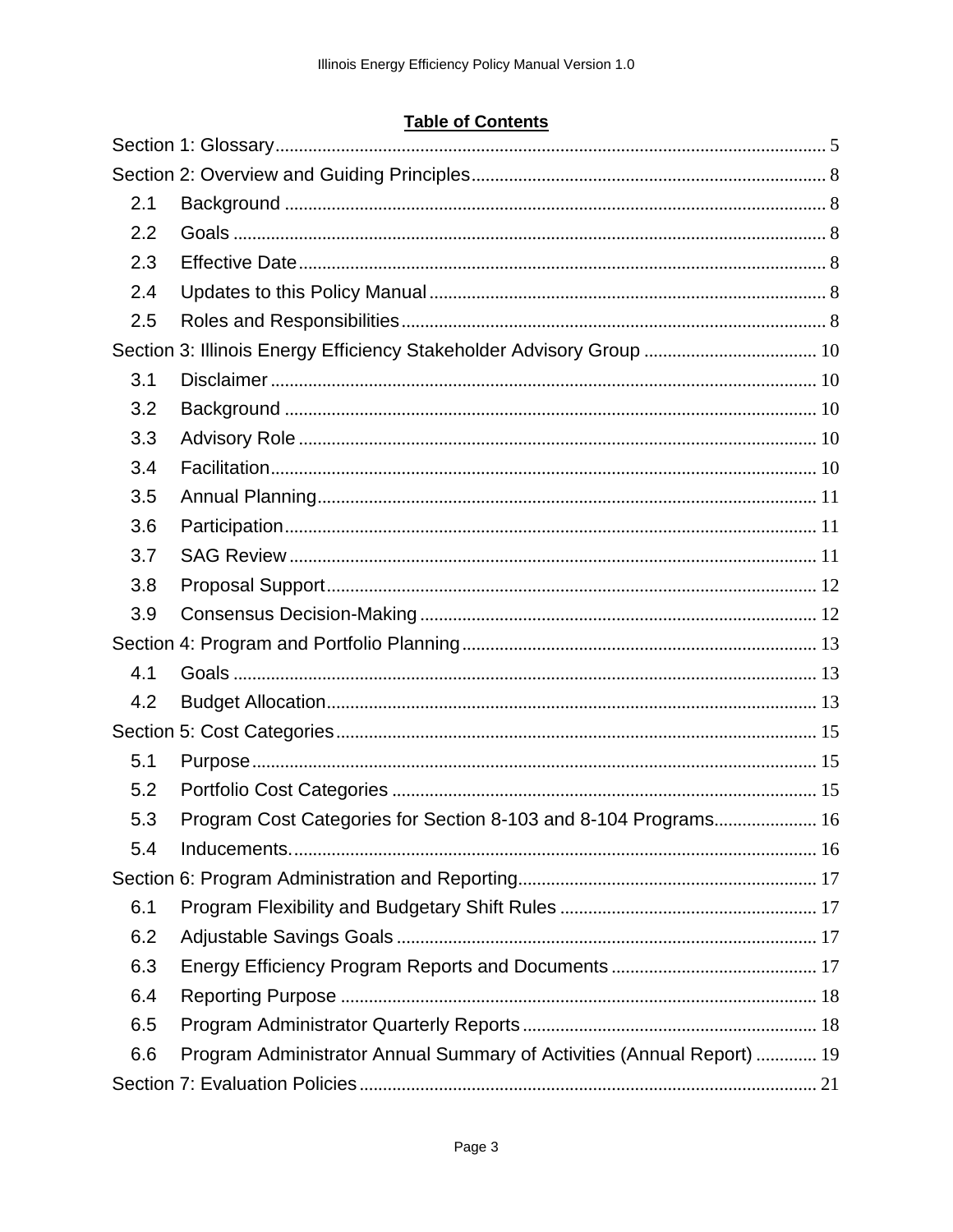**Table of Contents**

Section 1: Glossary ..... 5

Section 2: Overview and Guiding Principles ..... 8

- 2.1 Background ..... 8
- 2.2 Goals ..... 8
- 2.3 Effective Date ..... 8
- 2.4 Updates to this Policy Manual ..... 8
- 2.5 Roles and Responsibilities ..... 8

Section 3: Illinois Energy Efficiency Stakeholder Advisory Group ..... 10

- 3.1 Disclaimer ..... 10
- 3.2 Background ..... 10
- 3.3 Advisory Role ..... 10
- 3.4 Facilitation ..... 10
- 3.5 Annual Planning ..... 11
- 3.6 Participation ..... 11
- 3.7 SAG Review ..... 11
- 3.8 Proposal Support ..... 12
- 3.9 Consensus Decision-Making ..... 12

Section 4: Program and Portfolio Planning ..... 13

- 4.1 Goals ..... 13
- 4.2 Budget Allocation ..... 13

Section 5: Cost Categories ..... 15

- 5.1 Purpose ..... 15
- 5.2 Portfolio Cost Categories ..... 15
- 5.3 Program Cost Categories for Section 8-103 and 8-104 Programs ..... 16
- 5.4 Inducements. ..... 16

Section 6: Program Administration and Reporting ..... 17

- 6.1 Program Flexibility and Budgetary Shift Rules ..... 17
- 6.2 Adjustable Savings Goals ..... 17
- 6.3 Energy Efficiency Program Reports and Documents ..... 17
- 6.4 Reporting Purpose ..... 18
- 6.5 Program Administrator Quarterly Reports ..... 18
- 6.6 Program Administrator Annual Summary of Activities (Annual Report) ..... 19

Section 7: Evaluation Policies ..... 21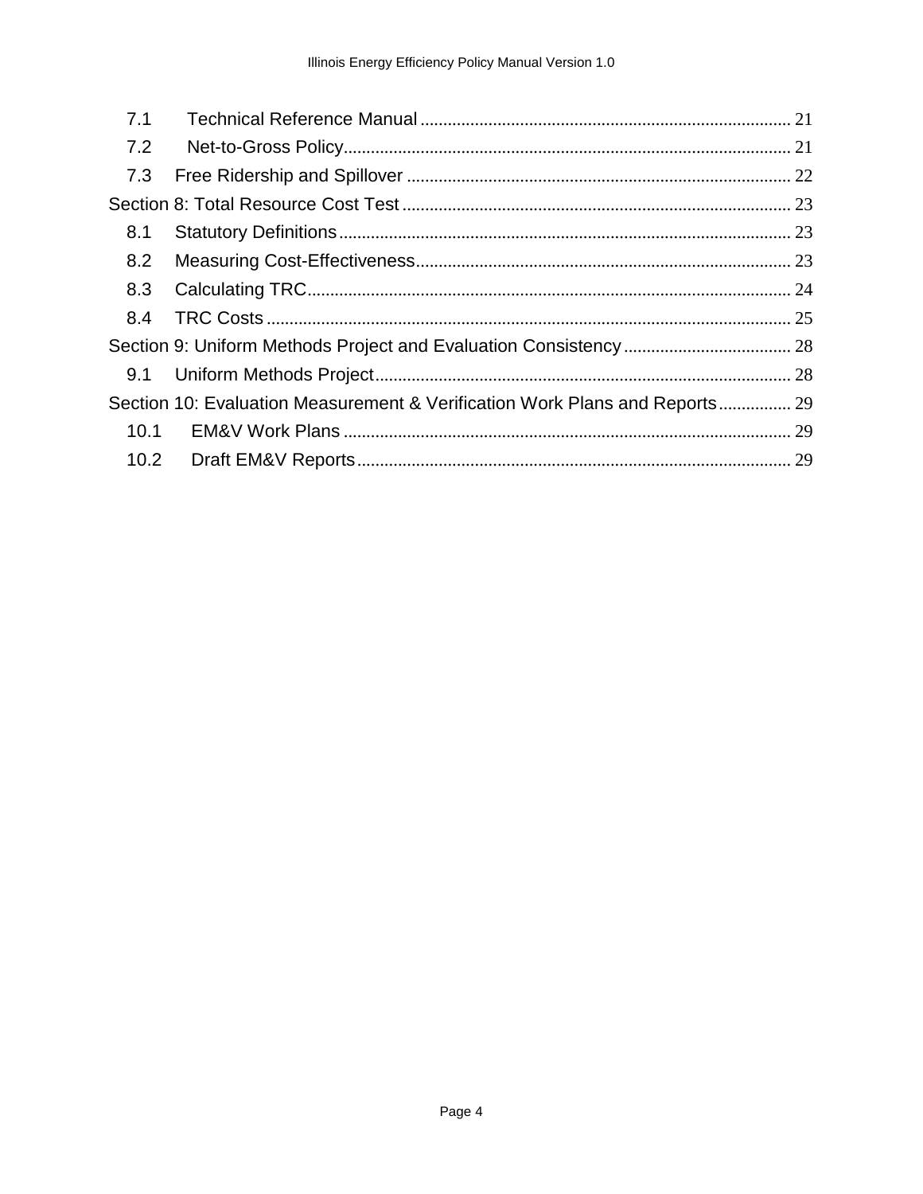7.1 Technical Reference Manual ..... 21
7.2 Net-to-Gross Policy ..... 21
7.3 Free Ridership and Spillover ..... 22

Section 8: Total Resource Cost Test ..... 23
8.1 Statutory Definitions ..... 23
8.2 Measuring Cost-Effectiveness ..... 23
8.3 Calculating TRC ..... 24
8.4 TRC Costs ..... 25

Section 9: Uniform Methods Project and Evaluation Consistency ..... 28
9.1 Uniform Methods Project ..... 28

Section 10: Evaluation Measurement & Verification Work Plans and Reports ..... 29
10.1 EM&V Work Plans ..... 29
10.2 Draft EM&V Reports ..... 29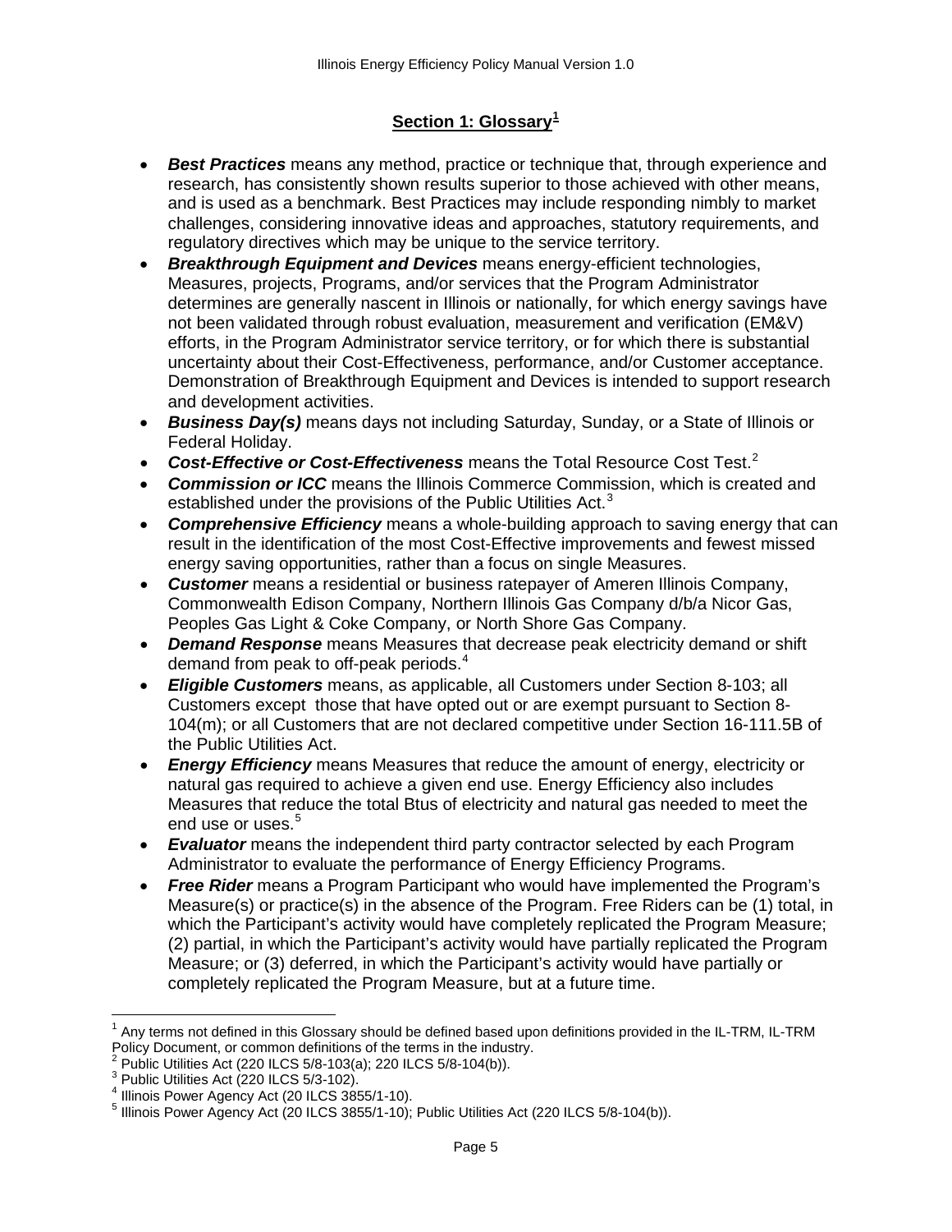## Section 1: Glossary[1]

- ***Best Practices*** means any method, practice or technique that, through experience and research, has consistently shown results superior to those achieved with other means, and is used as a benchmark. Best Practices may include responding nimbly to market challenges, considering innovative ideas and approaches, statutory requirements, and regulatory directives which may be unique to the service territory.
- ***Breakthrough Equipment and Devices*** means energy-efficient technologies, Measures, projects, Programs, and/or services that the Program Administrator determines are generally nascent in Illinois or nationally, for which energy savings have not been validated through robust evaluation, measurement and verification (EM&V) efforts, in the Program Administrator service territory, or for which there is substantial uncertainty about their Cost-Effectiveness, performance, and/or Customer acceptance. Demonstration of Breakthrough Equipment and Devices is intended to support research and development activities.
- ***Business Day(s)*** means days not including Saturday, Sunday, or a State of Illinois or Federal Holiday.
- ***Cost-Effective or Cost-Effectiveness*** means the Total Resource Cost Test.[2]
- ***Commission or ICC*** means the Illinois Commerce Commission, which is created and established under the provisions of the Public Utilities Act.[3]
- ***Comprehensive Efficiency*** means a whole-building approach to saving energy that can result in the identification of the most Cost-Effective improvements and fewest missed energy saving opportunities, rather than a focus on single Measures.
- ***Customer*** means a residential or business ratepayer of Ameren Illinois Company, Commonwealth Edison Company, Northern Illinois Gas Company d/b/a Nicor Gas, Peoples Gas Light & Coke Company, or North Shore Gas Company.
- ***Demand Response*** means Measures that decrease peak electricity demand or shift demand from peak to off-peak periods.[4]
- ***Eligible Customers*** means, as applicable, all Customers under Section 8-103; all Customers except those that have opted out or are exempt pursuant to Section 8-104(m); or all Customers that are not declared competitive under Section 16-111.5B of the Public Utilities Act.
- ***Energy Efficiency*** means Measures that reduce the amount of energy, electricity or natural gas required to achieve a given end use. Energy Efficiency also includes Measures that reduce the total Btus of electricity and natural gas needed to meet the end use or uses.[5]
- ***Evaluator*** means the independent third party contractor selected by each Program Administrator to evaluate the performance of Energy Efficiency Programs.
- ***Free Rider*** means a Program Participant who would have implemented the Program's Measure(s) or practice(s) in the absence of the Program. Free Riders can be (1) total, in which the Participant's activity would have completely replicated the Program Measure; (2) partial, in which the Participant's activity would have partially replicated the Program Measure; or (3) deferred, in which the Participant's activity would have partially or completely replicated the Program Measure, but at a future time.

---

[1] Any terms not defined in this Glossary should be defined based upon definitions provided in the IL-TRM, IL-TRM Policy Document, or common definitions of the terms in the industry.
[2] Public Utilities Act (220 ILCS 5/8-103(a); 220 ILCS 5/8-104(b)).
[3] Public Utilities Act (220 ILCS 5/3-102).
[4] Illinois Power Agency Act (20 ILCS 3855/1-10).
[5] Illinois Power Agency Act (20 ILCS 3855/1-10); Public Utilities Act (220 ILCS 5/8-104(b)).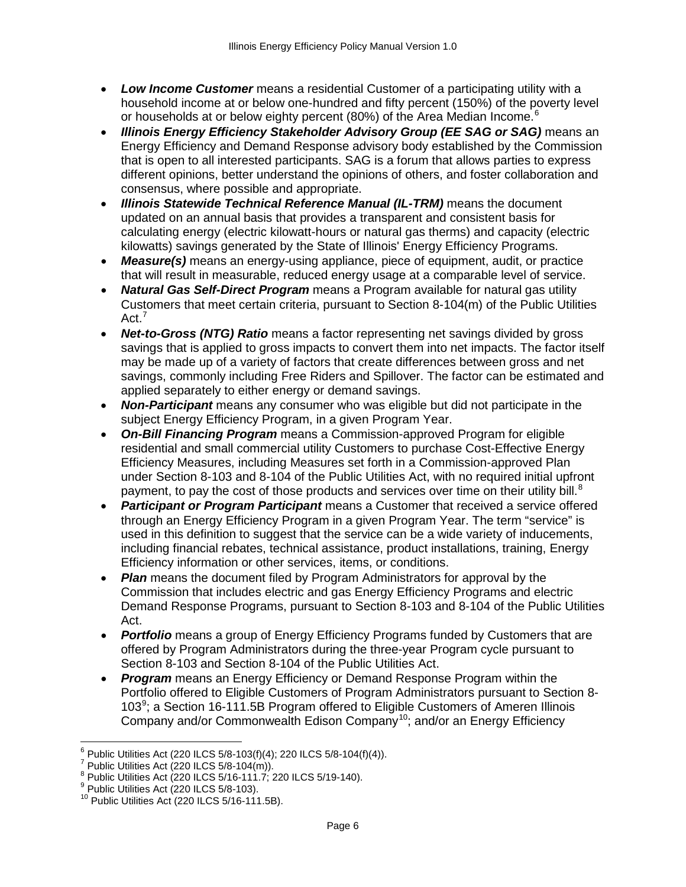- ***Low Income Customer*** means a residential Customer of a participating utility with a household income at or below one-hundred and fifty percent (150%) of the poverty level or households at or below eighty percent (80%) of the Area Median Income.[6]
- ***Illinois Energy Efficiency Stakeholder Advisory Group (EE SAG or SAG)*** means an Energy Efficiency and Demand Response advisory body established by the Commission that is open to all interested participants. SAG is a forum that allows parties to express different opinions, better understand the opinions of others, and foster collaboration and consensus, where possible and appropriate.
- ***Illinois Statewide Technical Reference Manual (IL-TRM)*** means the document updated on an annual basis that provides a transparent and consistent basis for calculating energy (electric kilowatt-hours or natural gas therms) and capacity (electric kilowatts) savings generated by the State of Illinois' Energy Efficiency Programs.
- ***Measure(s)*** means an energy-using appliance, piece of equipment, audit, or practice that will result in measurable, reduced energy usage at a comparable level of service.
- ***Natural Gas Self-Direct Program*** means a Program available for natural gas utility Customers that meet certain criteria, pursuant to Section 8-104(m) of the Public Utilities Act.[7]
- ***Net-to-Gross (NTG) Ratio*** means a factor representing net savings divided by gross savings that is applied to gross impacts to convert them into net impacts. The factor itself may be made up of a variety of factors that create differences between gross and net savings, commonly including Free Riders and Spillover. The factor can be estimated and applied separately to either energy or demand savings.
- ***Non-Participant*** means any consumer who was eligible but did not participate in the subject Energy Efficiency Program, in a given Program Year.
- ***On-Bill Financing Program*** means a Commission-approved Program for eligible residential and small commercial utility Customers to purchase Cost-Effective Energy Efficiency Measures, including Measures set forth in a Commission-approved Plan under Section 8-103 and 8-104 of the Public Utilities Act, with no required initial upfront payment, to pay the cost of those products and services over time on their utility bill.[8]
- ***Participant or Program Participant*** means a Customer that received a service offered through an Energy Efficiency Program in a given Program Year. The term "service" is used in this definition to suggest that the service can be a wide variety of inducements, including financial rebates, technical assistance, product installations, training, Energy Efficiency information or other services, items, or conditions.
- ***Plan*** means the document filed by Program Administrators for approval by the Commission that includes electric and gas Energy Efficiency Programs and electric Demand Response Programs, pursuant to Section 8-103 and 8-104 of the Public Utilities Act.
- ***Portfolio*** means a group of Energy Efficiency Programs funded by Customers that are offered by Program Administrators during the three-year Program cycle pursuant to Section 8-103 and Section 8-104 of the Public Utilities Act.
- ***Program*** means an Energy Efficiency or Demand Response Program within the Portfolio offered to Eligible Customers of Program Administrators pursuant to Section 8-103[9]; a Section 16-111.5B Program offered to Eligible Customers of Ameren Illinois Company and/or Commonwealth Edison Company[10]; and/or an Energy Efficiency

---

[6] Public Utilities Act (220 ILCS 5/8-103(f)(4); 220 ILCS 5/8-104(f)(4)).
[7] Public Utilities Act (220 ILCS 5/8-104(m)).
[8] Public Utilities Act (220 ILCS 5/16-111.7; 220 ILCS 5/19-140).
[9] Public Utilities Act (220 ILCS 5/8-103).
[10] Public Utilities Act (220 ILCS 5/16-111.5B).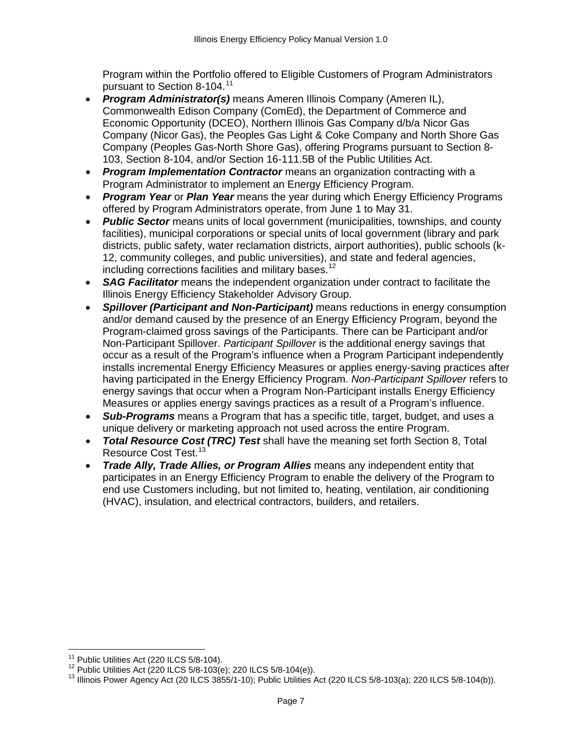Program within the Portfolio offered to Eligible Customers of Program Administrators pursuant to Section 8-104.[11]

- ***Program Administrator(s)*** means Ameren Illinois Company (Ameren IL), Commonwealth Edison Company (ComEd), the Department of Commerce and Economic Opportunity (DCEO), Northern Illinois Gas Company d/b/a Nicor Gas Company (Nicor Gas), the Peoples Gas Light & Coke Company and North Shore Gas Company (Peoples Gas-North Shore Gas), offering Programs pursuant to Section 8-103, Section 8-104, and/or Section 16-111.5B of the Public Utilities Act.
- ***Program Implementation Contractor*** means an organization contracting with a Program Administrator to implement an Energy Efficiency Program.
- ***Program Year*** or ***Plan Year*** means the year during which Energy Efficiency Programs offered by Program Administrators operate, from June 1 to May 31.
- ***Public Sector*** means units of local government (municipalities, townships, and county facilities), municipal corporations or special units of local government (library and park districts, public safety, water reclamation districts, airport authorities), public schools (k-12, community colleges, and public universities), and state and federal agencies, including corrections facilities and military bases.[12]
- ***SAG Facilitator*** means the independent organization under contract to facilitate the Illinois Energy Efficiency Stakeholder Advisory Group.
- ***Spillover (Participant and Non-Participant)*** means reductions in energy consumption and/or demand caused by the presence of an Energy Efficiency Program, beyond the Program-claimed gross savings of the Participants. There can be Participant and/or Non-Participant Spillover. *Participant Spillover* is the additional energy savings that occur as a result of the Program's influence when a Program Participant independently installs incremental Energy Efficiency Measures or applies energy-saving practices after having participated in the Energy Efficiency Program. *Non-Participant Spillover* refers to energy savings that occur when a Program Non-Participant installs Energy Efficiency Measures or applies energy savings practices as a result of a Program's influence.
- ***Sub-Programs*** means a Program that has a specific title, target, budget, and uses a unique delivery or marketing approach not used across the entire Program.
- ***Total Resource Cost (TRC) Test*** shall have the meaning set forth Section 8, Total Resource Cost Test.[13]
- ***Trade Ally, Trade Allies, or Program Allies*** means any independent entity that participates in an Energy Efficiency Program to enable the delivery of the Program to end use Customers including, but not limited to, heating, ventilation, air conditioning (HVAC), insulation, and electrical contractors, builders, and retailers.

---

[11] Public Utilities Act (220 ILCS 5/8-104).

[12] Public Utilities Act (220 ILCS 5/8-103(e); 220 ILCS 5/8-104(e)).

[13] Illinois Power Agency Act (20 ILCS 3855/1-10); Public Utilities Act (220 ILCS 5/8-103(a); 220 ILCS 5/8-104(b)).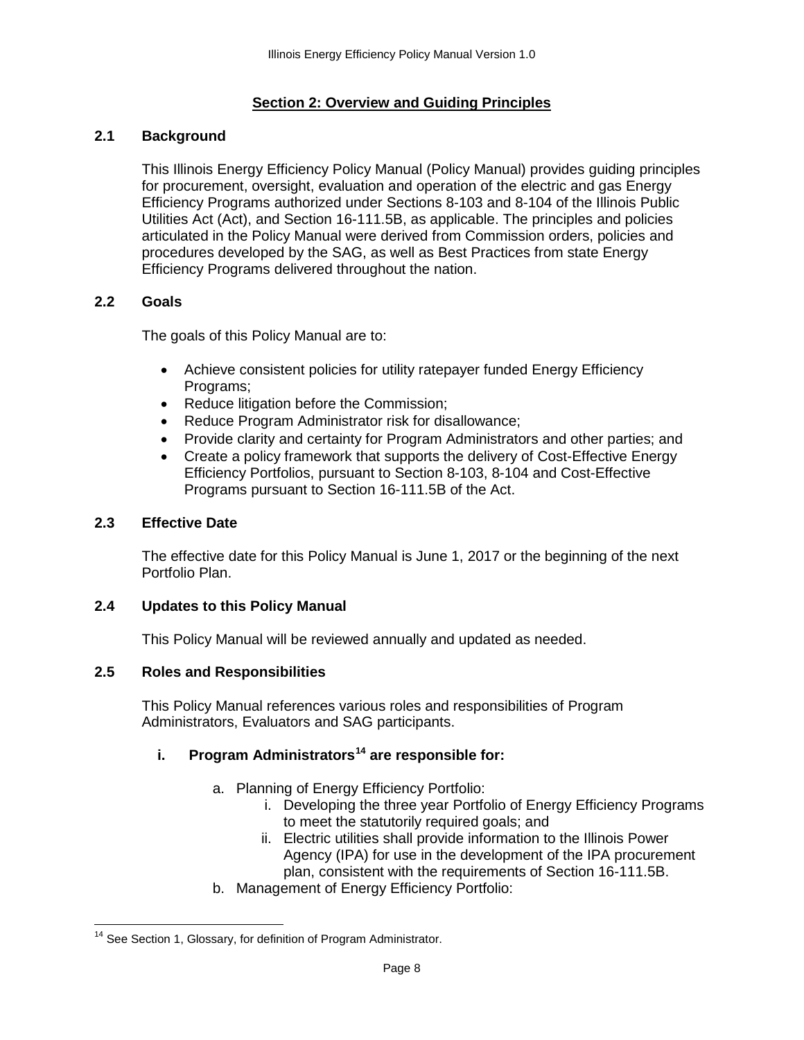## Section 2: Overview and Guiding Principles

### 2.1 Background

This Illinois Energy Efficiency Policy Manual (Policy Manual) provides guiding principles for procurement, oversight, evaluation and operation of the electric and gas Energy Efficiency Programs authorized under Sections 8-103 and 8-104 of the Illinois Public Utilities Act (Act), and Section 16-111.5B, as applicable. The principles and policies articulated in the Policy Manual were derived from Commission orders, policies and procedures developed by the SAG, as well as Best Practices from state Energy Efficiency Programs delivered throughout the nation.

### 2.2 Goals

The goals of this Policy Manual are to:

- Achieve consistent policies for utility ratepayer funded Energy Efficiency Programs;
- Reduce litigation before the Commission;
- Reduce Program Administrator risk for disallowance;
- Provide clarity and certainty for Program Administrators and other parties; and
- Create a policy framework that supports the delivery of Cost-Effective Energy Efficiency Portfolios, pursuant to Section 8-103, 8-104 and Cost-Effective Programs pursuant to Section 16-111.5B of the Act.

### 2.3 Effective Date

The effective date for this Policy Manual is June 1, 2017 or the beginning of the next Portfolio Plan.

### 2.4 Updates to this Policy Manual

This Policy Manual will be reviewed annually and updated as needed.

### 2.5 Roles and Responsibilities

This Policy Manual references various roles and responsibilities of Program Administrators, Evaluators and SAG participants.

#### i. Program Administrators[14] are responsible for:

a. Planning of Energy Efficiency Portfolio:
   i. Developing the three year Portfolio of Energy Efficiency Programs to meet the statutorily required goals; and
   ii. Electric utilities shall provide information to the Illinois Power Agency (IPA) for use in the development of the IPA procurement plan, consistent with the requirements of Section 16-111.5B.

b. Management of Energy Efficiency Portfolio:

---

[14] See Section 1, Glossary, for definition of Program Administrator.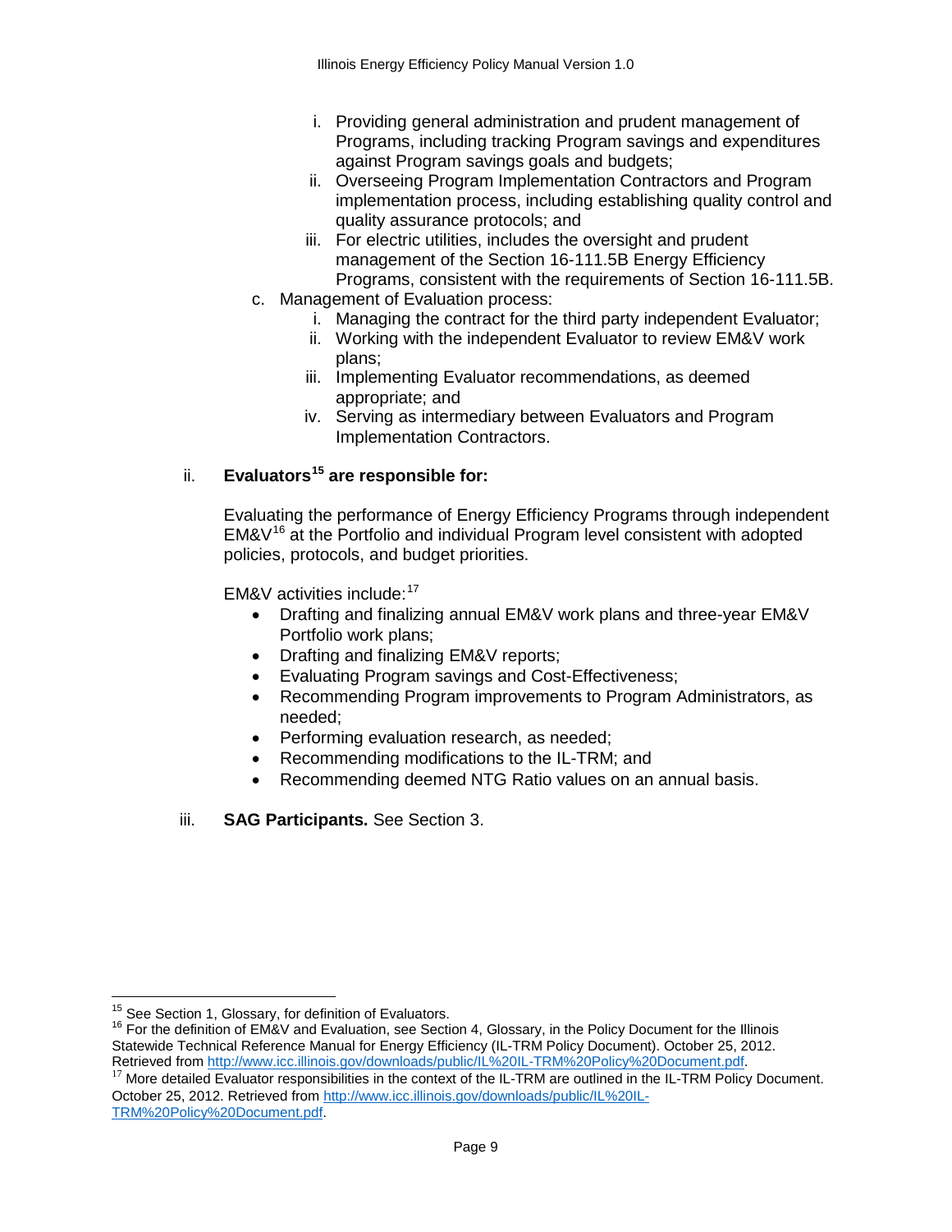i. Providing general administration and prudent management of Programs, including tracking Program savings and expenditures against Program savings goals and budgets;
   ii. Overseeing Program Implementation Contractors and Program implementation process, including establishing quality control and quality assurance protocols; and
   iii. For electric utilities, includes the oversight and prudent management of the Section 16-111.5B Energy Efficiency Programs, consistent with the requirements of Section 16-111.5B.

c. Management of Evaluation process:
   i. Managing the contract for the third party independent Evaluator;
   ii. Working with the independent Evaluator to review EM&V work plans;
   iii. Implementing Evaluator recommendations, as deemed appropriate; and
   iv. Serving as intermediary between Evaluators and Program Implementation Contractors.

ii. **Evaluators[15] are responsible for:**

Evaluating the performance of Energy Efficiency Programs through independent EM&V[16] at the Portfolio and individual Program level consistent with adopted policies, protocols, and budget priorities.

EM&V activities include:[17]

- Drafting and finalizing annual EM&V work plans and three-year EM&V Portfolio work plans;
- Drafting and finalizing EM&V reports;
- Evaluating Program savings and Cost-Effectiveness;
- Recommending Program improvements to Program Administrators, as needed;
- Performing evaluation research, as needed;
- Recommending modifications to the IL-TRM; and
- Recommending deemed NTG Ratio values on an annual basis.

iii. **SAG Participants.** See Section 3.

---

[15] See Section 1, Glossary, for definition of Evaluators.

[16] For the definition of EM&V and Evaluation, see Section 4, Glossary, in the Policy Document for the Illinois Statewide Technical Reference Manual for Energy Efficiency (IL-TRM Policy Document). October 25, 2012. Retrieved from http://www.icc.illinois.gov/downloads/public/IL%20IL-TRM%20Policy%20Document.pdf.

[17] More detailed Evaluator responsibilities in the context of the IL-TRM are outlined in the IL-TRM Policy Document. October 25, 2012. Retrieved from http://www.icc.illinois.gov/downloads/public/IL%20IL-TRM%20Policy%20Document.pdf.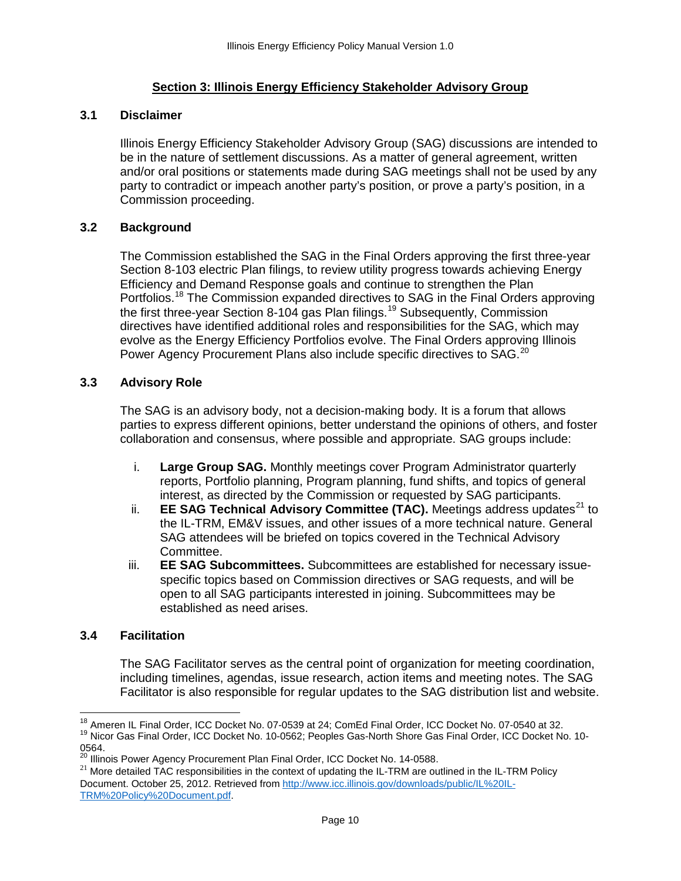## Section 3: Illinois Energy Efficiency Stakeholder Advisory Group

### 3.1 Disclaimer

Illinois Energy Efficiency Stakeholder Advisory Group (SAG) discussions are intended to be in the nature of settlement discussions. As a matter of general agreement, written and/or oral positions or statements made during SAG meetings shall not be used by any party to contradict or impeach another party's position, or prove a party's position, in a Commission proceeding.

### 3.2 Background

The Commission established the SAG in the Final Orders approving the first three-year Section 8-103 electric Plan filings, to review utility progress towards achieving Energy Efficiency and Demand Response goals and continue to strengthen the Plan Portfolios.[18] The Commission expanded directives to SAG in the Final Orders approving the first three-year Section 8-104 gas Plan filings.[19] Subsequently, Commission directives have identified additional roles and responsibilities for the SAG, which may evolve as the Energy Efficiency Portfolios evolve. The Final Orders approving Illinois Power Agency Procurement Plans also include specific directives to SAG.[20]

### 3.3 Advisory Role

The SAG is an advisory body, not a decision-making body. It is a forum that allows parties to express different opinions, better understand the opinions of others, and foster collaboration and consensus, where possible and appropriate. SAG groups include:

i. **Large Group SAG.** Monthly meetings cover Program Administrator quarterly reports, Portfolio planning, Program planning, fund shifts, and topics of general interest, as directed by the Commission or requested by SAG participants.

ii. **EE SAG Technical Advisory Committee (TAC).** Meetings address updates[21] to the IL-TRM, EM&V issues, and other issues of a more technical nature. General SAG attendees will be briefed on topics covered in the Technical Advisory Committee.

iii. **EE SAG Subcommittees.** Subcommittees are established for necessary issue-specific topics based on Commission directives or SAG requests, and will be open to all SAG participants interested in joining. Subcommittees may be established as need arises.

### 3.4 Facilitation

The SAG Facilitator serves as the central point of organization for meeting coordination, including timelines, agendas, issue research, action items and meeting notes. The SAG Facilitator is also responsible for regular updates to the SAG distribution list and website.

---

[18] Ameren IL Final Order, ICC Docket No. 07-0539 at 24; ComEd Final Order, ICC Docket No. 07-0540 at 32.

[19] Nicor Gas Final Order, ICC Docket No. 10-0562; Peoples Gas-North Shore Gas Final Order, ICC Docket No. 10-0564.

[20] Illinois Power Agency Procurement Plan Final Order, ICC Docket No. 14-0588.

[21] More detailed TAC responsibilities in the context of updating the IL-TRM are outlined in the IL-TRM Policy Document. October 25, 2012. Retrieved from http://www.icc.illinois.gov/downloads/public/IL%20IL-TRM%20Policy%20Document.pdf.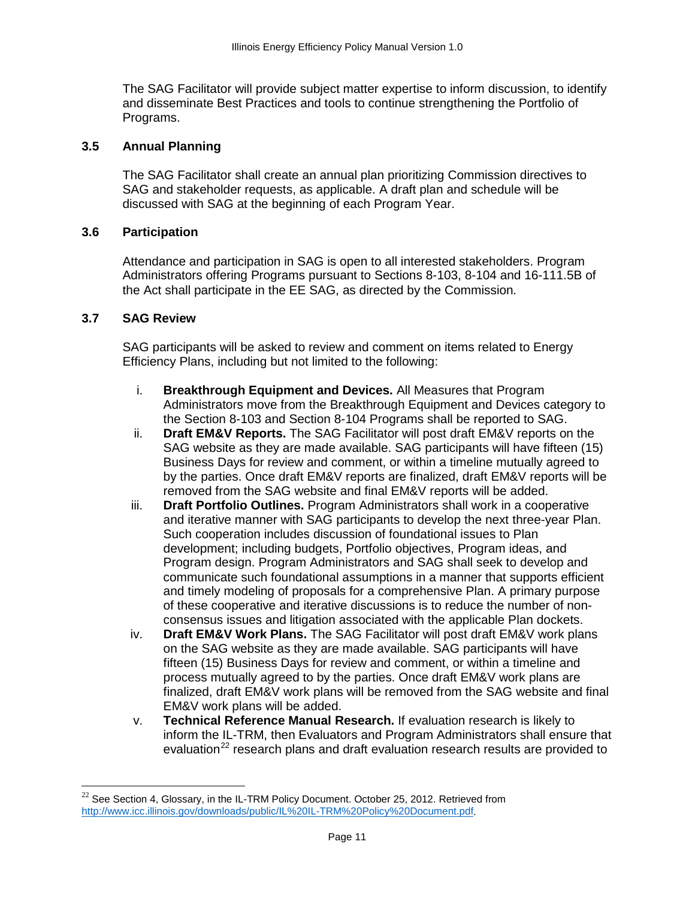The SAG Facilitator will provide subject matter expertise to inform discussion, to identify and disseminate Best Practices and tools to continue strengthening the Portfolio of Programs.

### 3.5 Annual Planning

The SAG Facilitator shall create an annual plan prioritizing Commission directives to SAG and stakeholder requests, as applicable. A draft plan and schedule will be discussed with SAG at the beginning of each Program Year.

### 3.6 Participation

Attendance and participation in SAG is open to all interested stakeholders. Program Administrators offering Programs pursuant to Sections 8-103, 8-104 and 16-111.5B of the Act shall participate in the EE SAG, as directed by the Commission.

### 3.7 SAG Review

SAG participants will be asked to review and comment on items related to Energy Efficiency Plans, including but not limited to the following:

i. **Breakthrough Equipment and Devices.** All Measures that Program Administrators move from the Breakthrough Equipment and Devices category to the Section 8-103 and Section 8-104 Programs shall be reported to SAG.

ii. **Draft EM&V Reports.** The SAG Facilitator will post draft EM&V reports on the SAG website as they are made available. SAG participants will have fifteen (15) Business Days for review and comment, or within a timeline mutually agreed to by the parties. Once draft EM&V reports are finalized, draft EM&V reports will be removed from the SAG website and final EM&V reports will be added.

iii. **Draft Portfolio Outlines.** Program Administrators shall work in a cooperative and iterative manner with SAG participants to develop the next three-year Plan. Such cooperation includes discussion of foundational issues to Plan development; including budgets, Portfolio objectives, Program ideas, and Program design. Program Administrators and SAG shall seek to develop and communicate such foundational assumptions in a manner that supports efficient and timely modeling of proposals for a comprehensive Plan. A primary purpose of these cooperative and iterative discussions is to reduce the number of non-consensus issues and litigation associated with the applicable Plan dockets.

iv. **Draft EM&V Work Plans.** The SAG Facilitator will post draft EM&V work plans on the SAG website as they are made available. SAG participants will have fifteen (15) Business Days for review and comment, or within a timeline and process mutually agreed to by the parties. Once draft EM&V work plans are finalized, draft EM&V work plans will be removed from the SAG website and final EM&V work plans will be added.

v. **Technical Reference Manual Research.** If evaluation research is likely to inform the IL-TRM, then Evaluators and Program Administrators shall ensure that evaluation[22] research plans and draft evaluation research results are provided to

---

[22] See Section 4, Glossary, in the IL-TRM Policy Document. October 25, 2012. Retrieved from http://www.icc.illinois.gov/downloads/public/IL%20IL-TRM%20Policy%20Document.pdf.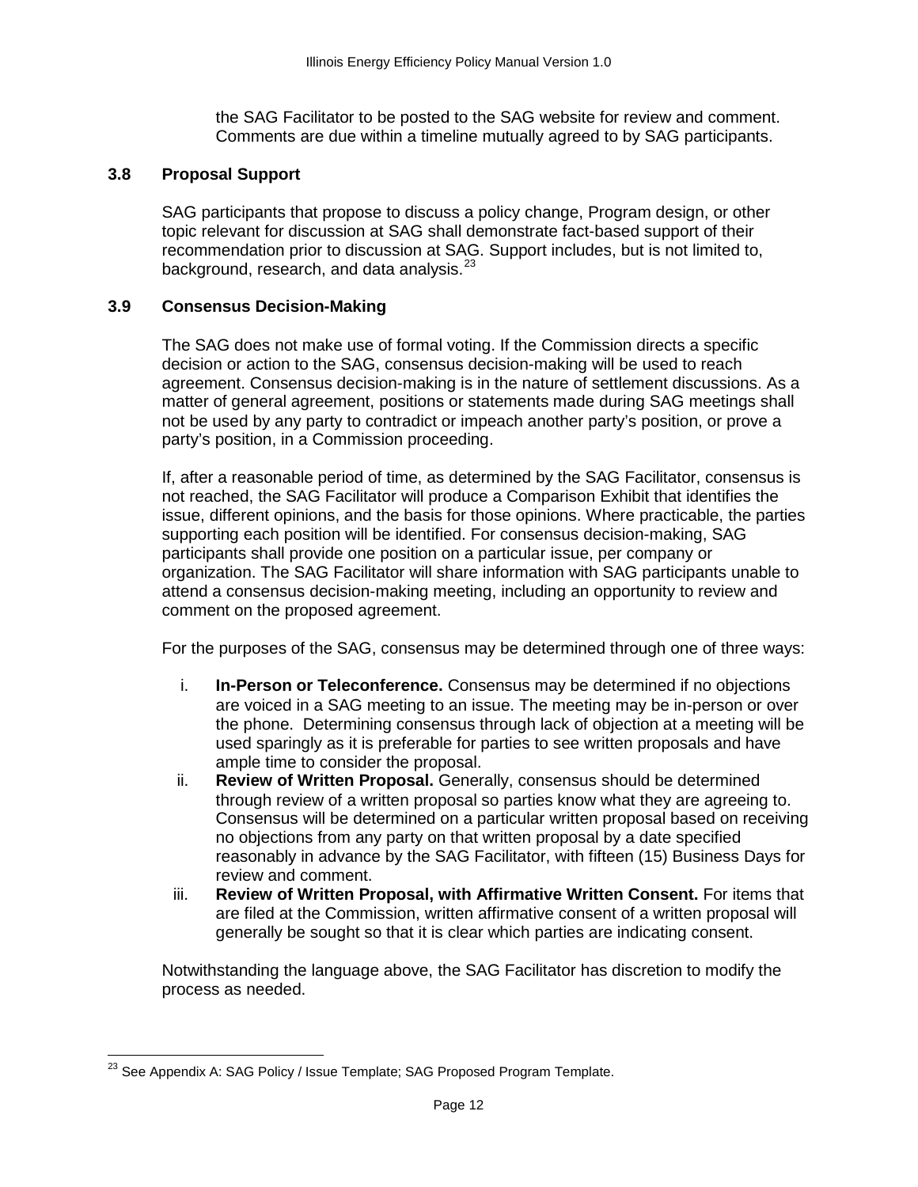the SAG Facilitator to be posted to the SAG website for review and comment. Comments are due within a timeline mutually agreed to by SAG participants.

### 3.8 Proposal Support

SAG participants that propose to discuss a policy change, Program design, or other topic relevant for discussion at SAG shall demonstrate fact-based support of their recommendation prior to discussion at SAG. Support includes, but is not limited to, background, research, and data analysis.[23]

### 3.9 Consensus Decision-Making

The SAG does not make use of formal voting. If the Commission directs a specific decision or action to the SAG, consensus decision-making will be used to reach agreement. Consensus decision-making is in the nature of settlement discussions. As a matter of general agreement, positions or statements made during SAG meetings shall not be used by any party to contradict or impeach another party's position, or prove a party's position, in a Commission proceeding.

If, after a reasonable period of time, as determined by the SAG Facilitator, consensus is not reached, the SAG Facilitator will produce a Comparison Exhibit that identifies the issue, different opinions, and the basis for those opinions. Where practicable, the parties supporting each position will be identified. For consensus decision-making, SAG participants shall provide one position on a particular issue, per company or organization. The SAG Facilitator will share information with SAG participants unable to attend a consensus decision-making meeting, including an opportunity to review and comment on the proposed agreement.

For the purposes of the SAG, consensus may be determined through one of three ways:

i. **In-Person or Teleconference.** Consensus may be determined if no objections are voiced in a SAG meeting to an issue. The meeting may be in-person or over the phone. Determining consensus through lack of objection at a meeting will be used sparingly as it is preferable for parties to see written proposals and have ample time to consider the proposal.

ii. **Review of Written Proposal.** Generally, consensus should be determined through review of a written proposal so parties know what they are agreeing to. Consensus will be determined on a particular written proposal based on receiving no objections from any party on that written proposal by a date specified reasonably in advance by the SAG Facilitator, with fifteen (15) Business Days for review and comment.

iii. **Review of Written Proposal, with Affirmative Written Consent.** For items that are filed at the Commission, written affirmative consent of a written proposal will generally be sought so that it is clear which parties are indicating consent.

Notwithstanding the language above, the SAG Facilitator has discretion to modify the process as needed.

---

[23] See Appendix A: SAG Policy / Issue Template; SAG Proposed Program Template.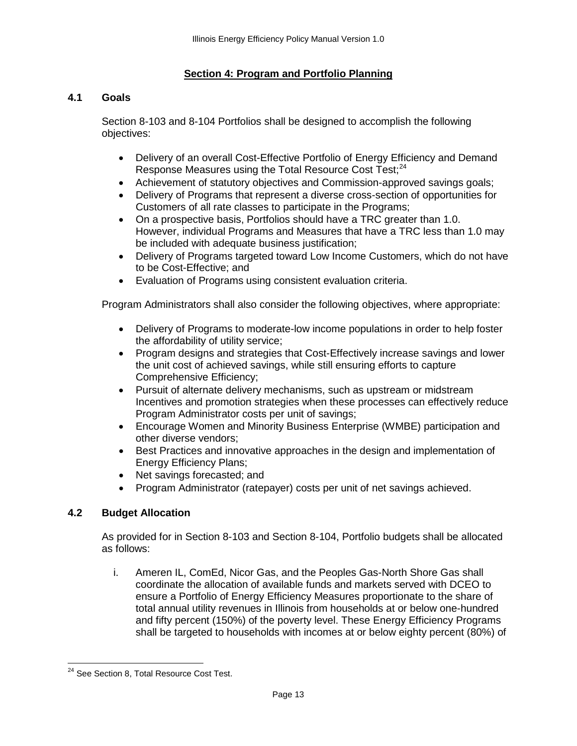## Section 4: Program and Portfolio Planning

### 4.1 Goals

Section 8-103 and 8-104 Portfolios shall be designed to accomplish the following objectives:

- Delivery of an overall Cost-Effective Portfolio of Energy Efficiency and Demand Response Measures using the Total Resource Cost Test;[24]
- Achievement of statutory objectives and Commission-approved savings goals;
- Delivery of Programs that represent a diverse cross-section of opportunities for Customers of all rate classes to participate in the Programs;
- On a prospective basis, Portfolios should have a TRC greater than 1.0. However, individual Programs and Measures that have a TRC less than 1.0 may be included with adequate business justification;
- Delivery of Programs targeted toward Low Income Customers, which do not have to be Cost-Effective; and
- Evaluation of Programs using consistent evaluation criteria.

Program Administrators shall also consider the following objectives, where appropriate:

- Delivery of Programs to moderate-low income populations in order to help foster the affordability of utility service;
- Program designs and strategies that Cost-Effectively increase savings and lower the unit cost of achieved savings, while still ensuring efforts to capture Comprehensive Efficiency;
- Pursuit of alternate delivery mechanisms, such as upstream or midstream Incentives and promotion strategies when these processes can effectively reduce Program Administrator costs per unit of savings;
- Encourage Women and Minority Business Enterprise (WMBE) participation and other diverse vendors;
- Best Practices and innovative approaches in the design and implementation of Energy Efficiency Plans;
- Net savings forecasted; and
- Program Administrator (ratepayer) costs per unit of net savings achieved.

### 4.2 Budget Allocation

As provided for in Section 8-103 and Section 8-104, Portfolio budgets shall be allocated as follows:

i. Ameren IL, ComEd, Nicor Gas, and the Peoples Gas-North Shore Gas shall coordinate the allocation of available funds and markets served with DCEO to ensure a Portfolio of Energy Efficiency Measures proportionate to the share of total annual utility revenues in Illinois from households at or below one-hundred and fifty percent (150%) of the poverty level. These Energy Efficiency Programs shall be targeted to households with incomes at or below eighty percent (80%) of

---

[24] See Section 8, Total Resource Cost Test.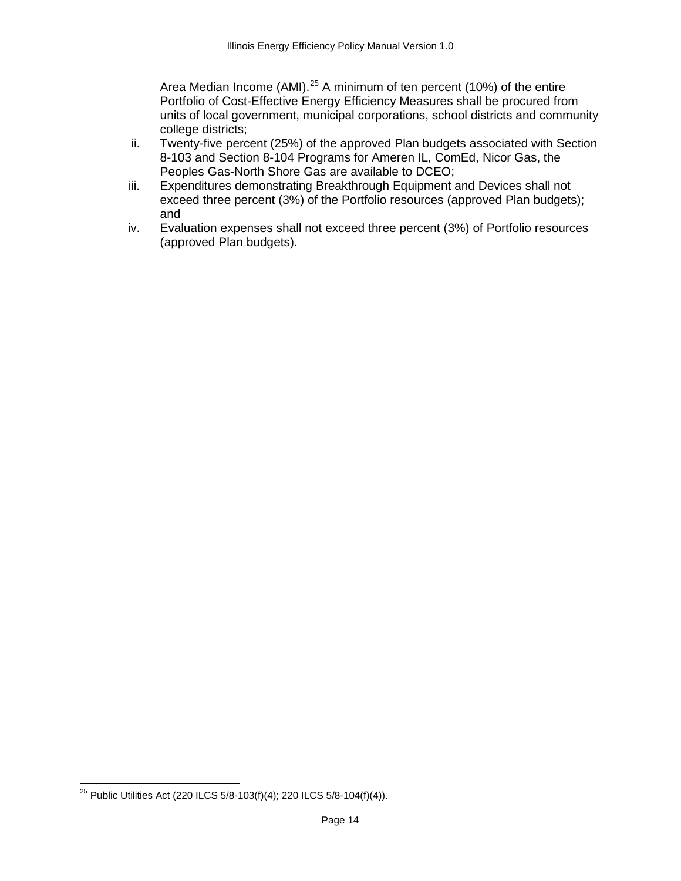Area Median Income (AMI).[25] A minimum of ten percent (10%) of the entire Portfolio of Cost-Effective Energy Efficiency Measures shall be procured from units of local government, municipal corporations, school districts and community college districts;

ii. Twenty-five percent (25%) of the approved Plan budgets associated with Section 8-103 and Section 8-104 Programs for Ameren IL, ComEd, Nicor Gas, the Peoples Gas-North Shore Gas are available to DCEO;

iii. Expenditures demonstrating Breakthrough Equipment and Devices shall not exceed three percent (3%) of the Portfolio resources (approved Plan budgets); and

iv. Evaluation expenses shall not exceed three percent (3%) of Portfolio resources (approved Plan budgets).

---

[25] Public Utilities Act (220 ILCS 5/8-103(f)(4); 220 ILCS 5/8-104(f)(4)).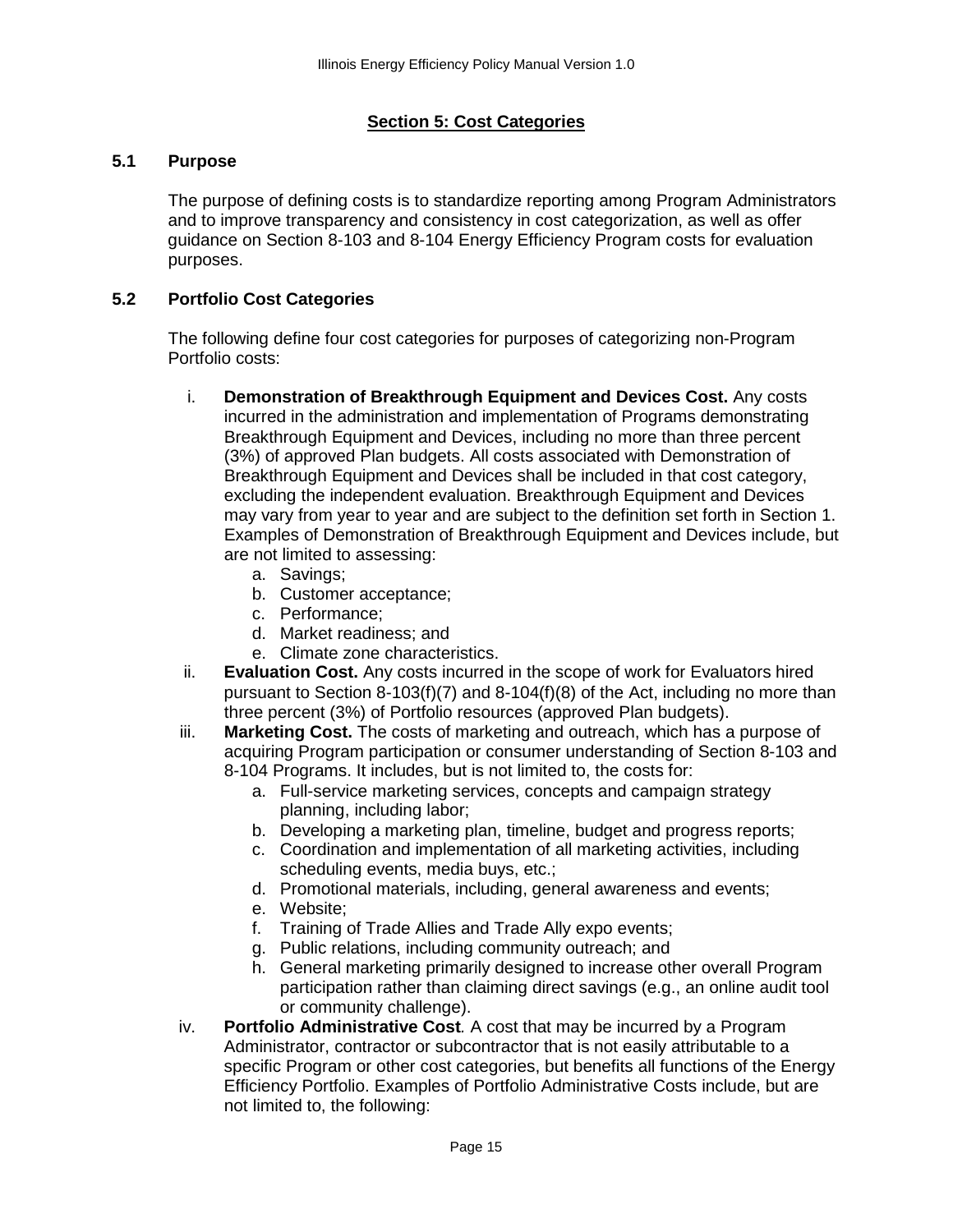## Section 5: Cost Categories

### 5.1 Purpose

The purpose of defining costs is to standardize reporting among Program Administrators and to improve transparency and consistency in cost categorization, as well as offer guidance on Section 8-103 and 8-104 Energy Efficiency Program costs for evaluation purposes.

### 5.2 Portfolio Cost Categories

The following define four cost categories for purposes of categorizing non-Program Portfolio costs:

i. **Demonstration of Breakthrough Equipment and Devices Cost.** Any costs incurred in the administration and implementation of Programs demonstrating Breakthrough Equipment and Devices, including no more than three percent (3%) of approved Plan budgets. All costs associated with Demonstration of Breakthrough Equipment and Devices shall be included in that cost category, excluding the independent evaluation. Breakthrough Equipment and Devices may vary from year to year and are subject to the definition set forth in Section 1. Examples of Demonstration of Breakthrough Equipment and Devices include, but are not limited to assessing:
   a. Savings;
   b. Customer acceptance;
   c. Performance;
   d. Market readiness; and
   e. Climate zone characteristics.

ii. **Evaluation Cost.** Any costs incurred in the scope of work for Evaluators hired pursuant to Section 8-103(f)(7) and 8-104(f)(8) of the Act, including no more than three percent (3%) of Portfolio resources (approved Plan budgets).

iii. **Marketing Cost.** The costs of marketing and outreach, which has a purpose of acquiring Program participation or consumer understanding of Section 8-103 and 8-104 Programs. It includes, but is not limited to, the costs for:
   a. Full-service marketing services, concepts and campaign strategy planning, including labor;
   b. Developing a marketing plan, timeline, budget and progress reports;
   c. Coordination and implementation of all marketing activities, including scheduling events, media buys, etc.;
   d. Promotional materials, including, general awareness and events;
   e. Website;
   f. Training of Trade Allies and Trade Ally expo events;
   g. Public relations, including community outreach; and
   h. General marketing primarily designed to increase other overall Program participation rather than claiming direct savings (e.g., an online audit tool or community challenge).

iv. **Portfolio Administrative Cost***.* A cost that may be incurred by a Program Administrator, contractor or subcontractor that is not easily attributable to a specific Program or other cost categories, but benefits all functions of the Energy Efficiency Portfolio. Examples of Portfolio Administrative Costs include, but are not limited to, the following: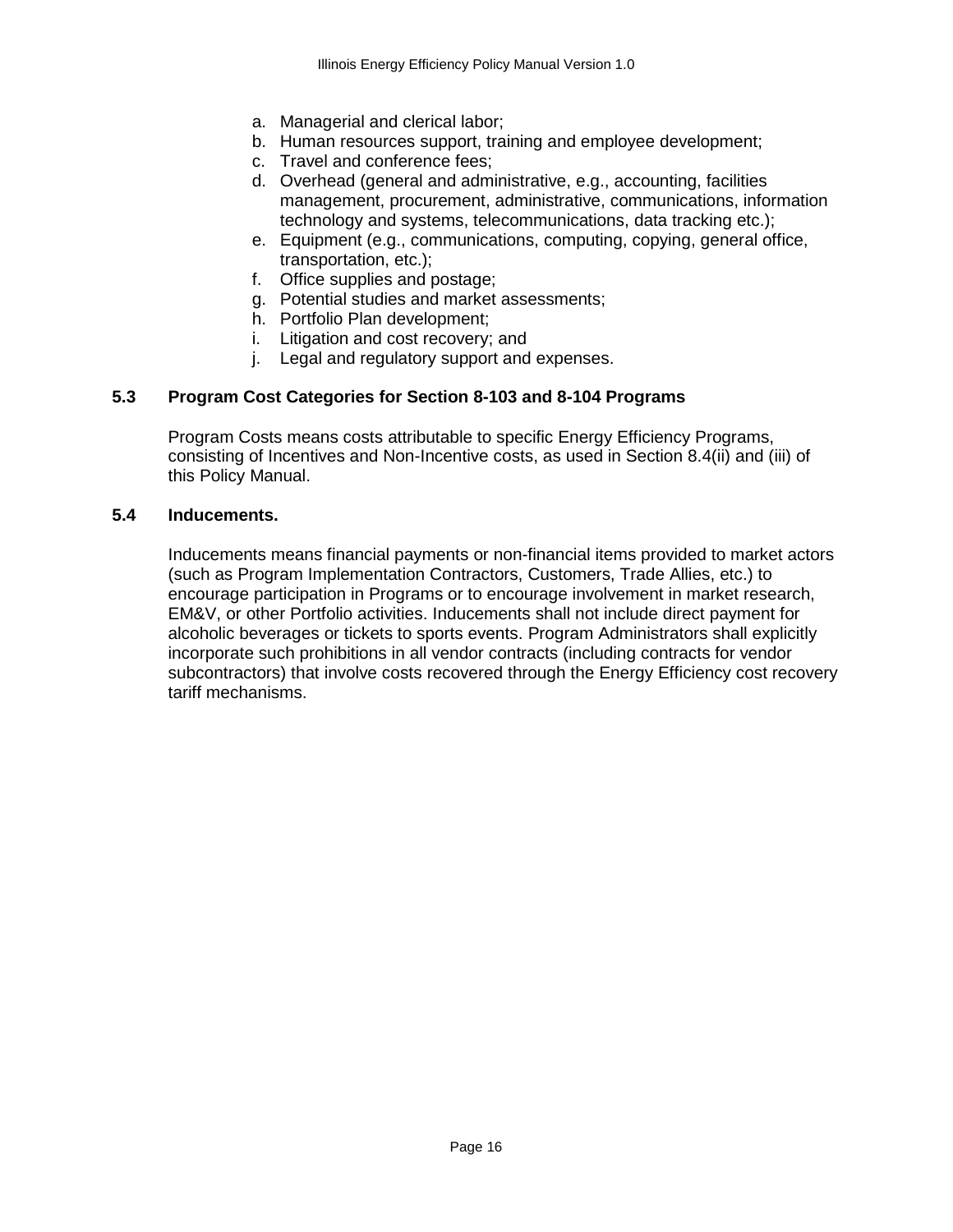a. Managerial and clerical labor;
b. Human resources support, training and employee development;
c. Travel and conference fees;
d. Overhead (general and administrative, e.g., accounting, facilities management, procurement, administrative, communications, information technology and systems, telecommunications, data tracking etc.);
e. Equipment (e.g., communications, computing, copying, general office, transportation, etc.);
f. Office supplies and postage;
g. Potential studies and market assessments;
h. Portfolio Plan development;
i. Litigation and cost recovery; and
j. Legal and regulatory support and expenses.

### 5.3 Program Cost Categories for Section 8-103 and 8-104 Programs

Program Costs means costs attributable to specific Energy Efficiency Programs, consisting of Incentives and Non-Incentive costs, as used in Section 8.4(ii) and (iii) of this Policy Manual.

### 5.4 Inducements.

Inducements means financial payments or non-financial items provided to market actors (such as Program Implementation Contractors, Customers, Trade Allies, etc.) to encourage participation in Programs or to encourage involvement in market research, EM&V, or other Portfolio activities. Inducements shall not include direct payment for alcoholic beverages or tickets to sports events. Program Administrators shall explicitly incorporate such prohibitions in all vendor contracts (including contracts for vendor subcontractors) that involve costs recovered through the Energy Efficiency cost recovery tariff mechanisms.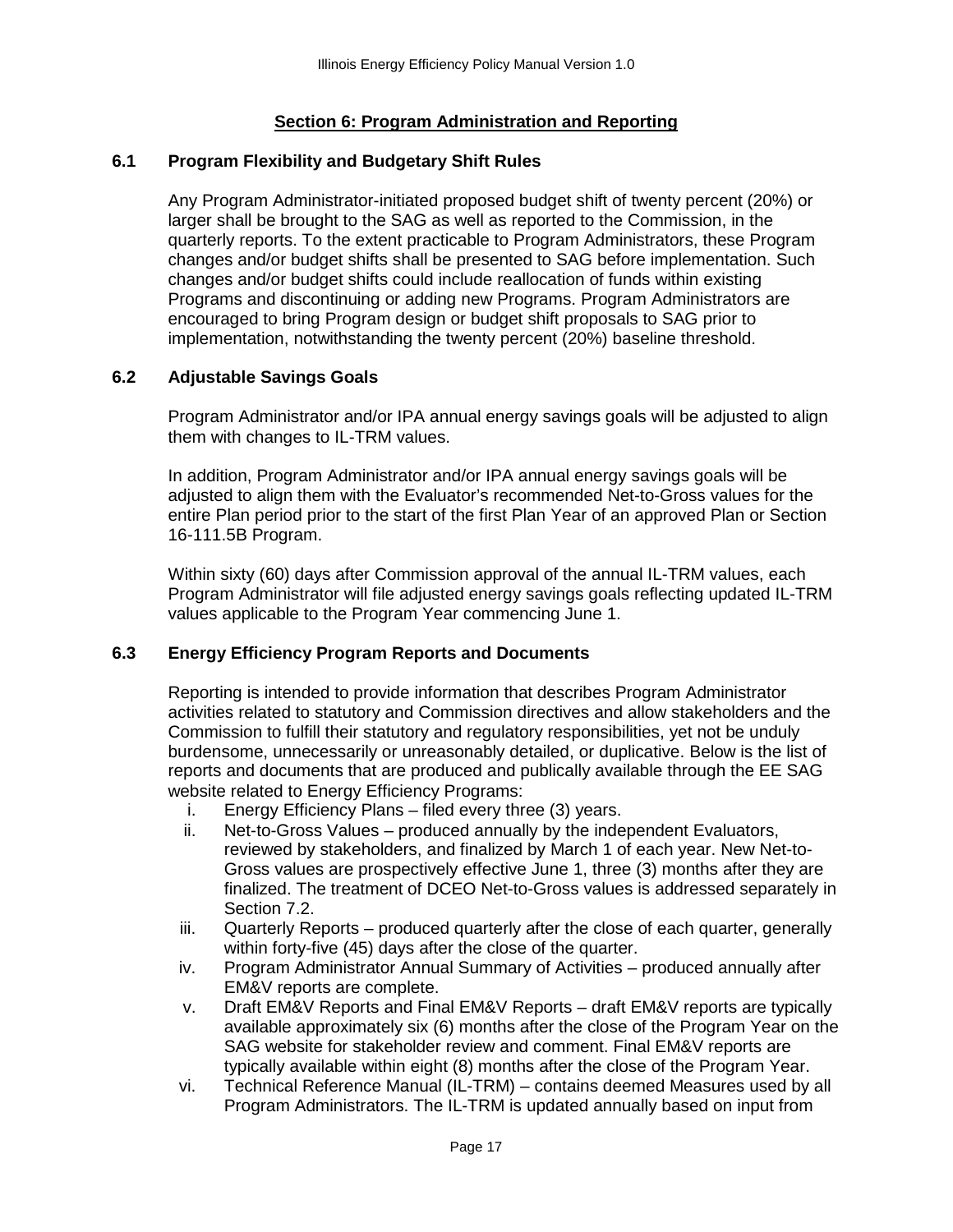## Section 6: Program Administration and Reporting

### 6.1 Program Flexibility and Budgetary Shift Rules

Any Program Administrator-initiated proposed budget shift of twenty percent (20%) or larger shall be brought to the SAG as well as reported to the Commission, in the quarterly reports. To the extent practicable to Program Administrators, these Program changes and/or budget shifts shall be presented to SAG before implementation. Such changes and/or budget shifts could include reallocation of funds within existing Programs and discontinuing or adding new Programs. Program Administrators are encouraged to bring Program design or budget shift proposals to SAG prior to implementation, notwithstanding the twenty percent (20%) baseline threshold.

### 6.2 Adjustable Savings Goals

Program Administrator and/or IPA annual energy savings goals will be adjusted to align them with changes to IL-TRM values.

In addition, Program Administrator and/or IPA annual energy savings goals will be adjusted to align them with the Evaluator's recommended Net-to-Gross values for the entire Plan period prior to the start of the first Plan Year of an approved Plan or Section 16-111.5B Program.

Within sixty (60) days after Commission approval of the annual IL-TRM values, each Program Administrator will file adjusted energy savings goals reflecting updated IL-TRM values applicable to the Program Year commencing June 1.

### 6.3 Energy Efficiency Program Reports and Documents

Reporting is intended to provide information that describes Program Administrator activities related to statutory and Commission directives and allow stakeholders and the Commission to fulfill their statutory and regulatory responsibilities, yet not be unduly burdensome, unnecessarily or unreasonably detailed, or duplicative. Below is the list of reports and documents that are produced and publically available through the EE SAG website related to Energy Efficiency Programs:

i. Energy Efficiency Plans – filed every three (3) years.

ii. Net-to-Gross Values – produced annually by the independent Evaluators, reviewed by stakeholders, and finalized by March 1 of each year. New Net-to-Gross values are prospectively effective June 1, three (3) months after they are finalized. The treatment of DCEO Net-to-Gross values is addressed separately in Section 7.2.

iii. Quarterly Reports – produced quarterly after the close of each quarter, generally within forty-five (45) days after the close of the quarter.

iv. Program Administrator Annual Summary of Activities – produced annually after EM&V reports are complete.

v. Draft EM&V Reports and Final EM&V Reports – draft EM&V reports are typically available approximately six (6) months after the close of the Program Year on the SAG website for stakeholder review and comment. Final EM&V reports are typically available within eight (8) months after the close of the Program Year.

vi. Technical Reference Manual (IL-TRM) – contains deemed Measures used by all Program Administrators. The IL-TRM is updated annually based on input from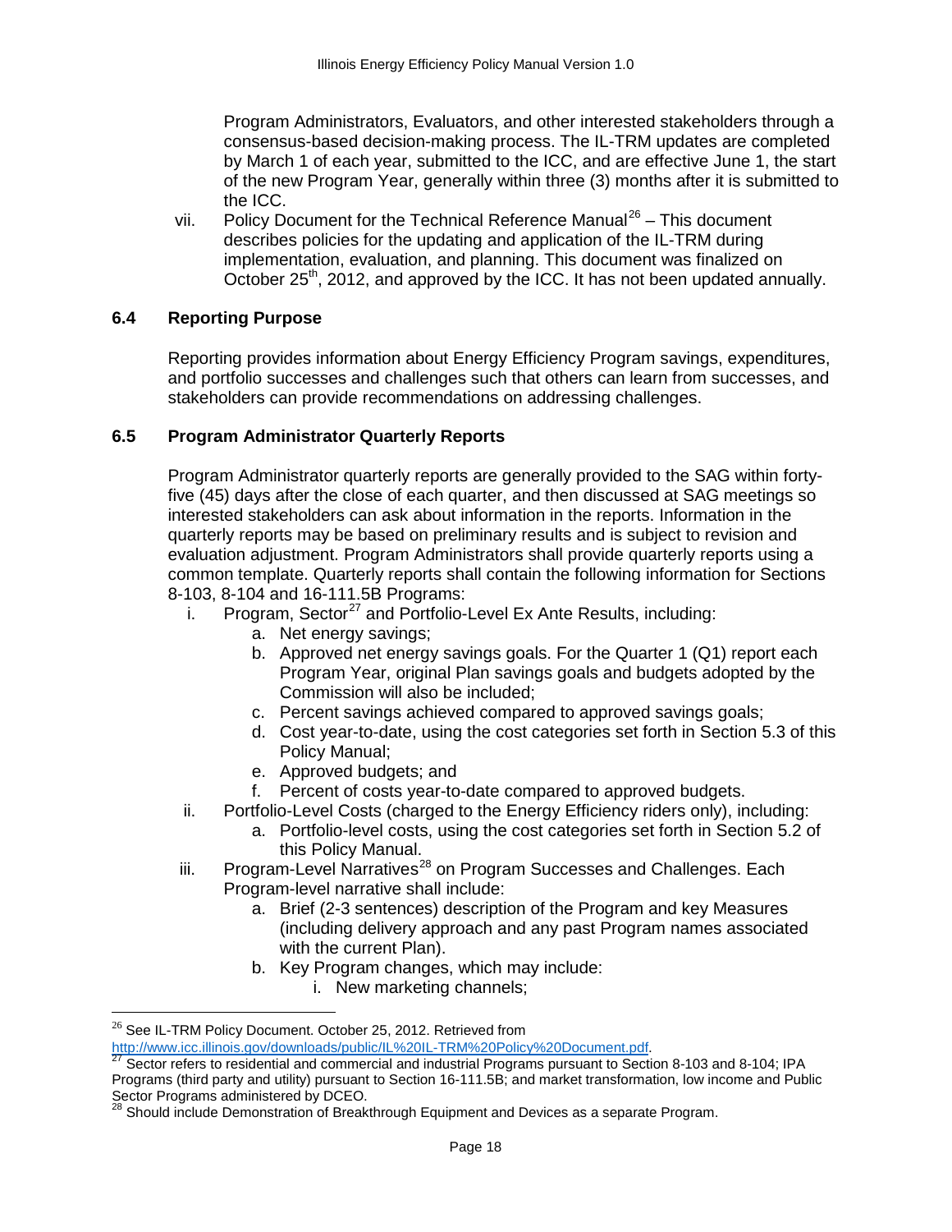Program Administrators, Evaluators, and other interested stakeholders through a consensus-based decision-making process. The IL-TRM updates are completed by March 1 of each year, submitted to the ICC, and are effective June 1, the start of the new Program Year, generally within three (3) months after it is submitted to the ICC.

vii. Policy Document for the Technical Reference Manual[26] – This document describes policies for the updating and application of the IL-TRM during implementation, evaluation, and planning. This document was finalized on October 25th, 2012, and approved by the ICC. It has not been updated annually.

### 6.4 Reporting Purpose

Reporting provides information about Energy Efficiency Program savings, expenditures, and portfolio successes and challenges such that others can learn from successes, and stakeholders can provide recommendations on addressing challenges.

### 6.5 Program Administrator Quarterly Reports

Program Administrator quarterly reports are generally provided to the SAG within forty-five (45) days after the close of each quarter, and then discussed at SAG meetings so interested stakeholders can ask about information in the reports. Information in the quarterly reports may be based on preliminary results and is subject to revision and evaluation adjustment. Program Administrators shall provide quarterly reports using a common template. Quarterly reports shall contain the following information for Sections 8-103, 8-104 and 16-111.5B Programs:

i. Program, Sector[27] and Portfolio-Level Ex Ante Results, including:
   a. Net energy savings;
   b. Approved net energy savings goals. For the Quarter 1 (Q1) report each Program Year, original Plan savings goals and budgets adopted by the Commission will also be included;
   c. Percent savings achieved compared to approved savings goals;
   d. Cost year-to-date, using the cost categories set forth in Section 5.3 of this Policy Manual;
   e. Approved budgets; and
   f. Percent of costs year-to-date compared to approved budgets.

ii. Portfolio-Level Costs (charged to the Energy Efficiency riders only), including:
   a. Portfolio-level costs, using the cost categories set forth in Section 5.2 of this Policy Manual.

iii. Program-Level Narratives[28] on Program Successes and Challenges. Each Program-level narrative shall include:
   a. Brief (2-3 sentences) description of the Program and key Measures (including delivery approach and any past Program names associated with the current Plan).
   b. Key Program changes, which may include:
      i. New marketing channels;

---

[26] See IL-TRM Policy Document. October 25, 2012. Retrieved from http://www.icc.illinois.gov/downloads/public/IL%20IL-TRM%20Policy%20Document.pdf.

[27] Sector refers to residential and commercial and industrial Programs pursuant to Section 8-103 and 8-104; IPA Programs (third party and utility) pursuant to Section 16-111.5B; and market transformation, low income and Public Sector Programs administered by DCEO.

[28] Should include Demonstration of Breakthrough Equipment and Devices as a separate Program.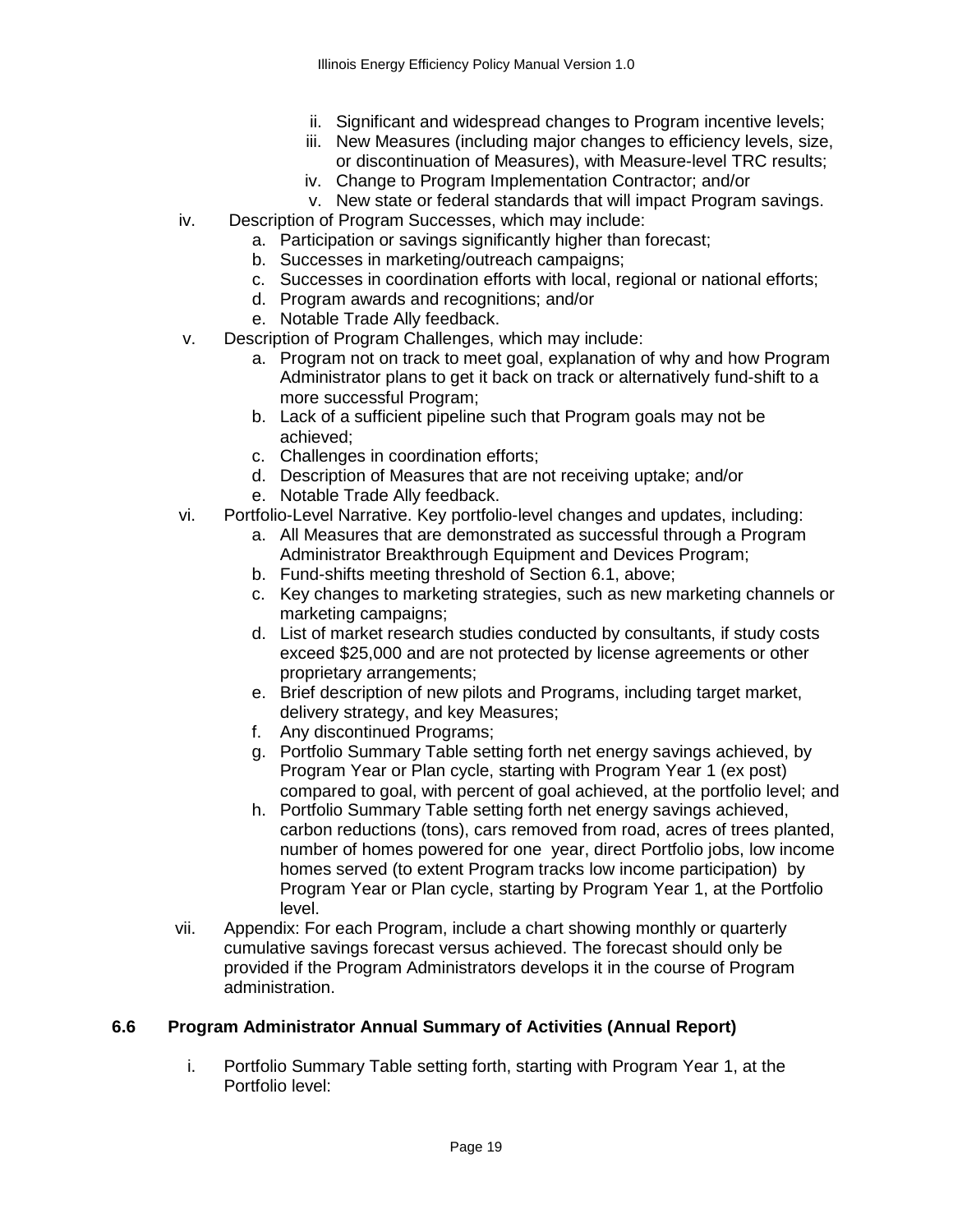- ii. Significant and widespread changes to Program incentive levels;
   - iii. New Measures (including major changes to efficiency levels, size, or discontinuation of Measures), with Measure-level TRC results;
   - iv. Change to Program Implementation Contractor; and/or
   - v. New state or federal standards that will impact Program savings.

- iv. Description of Program Successes, which may include:
   - a. Participation or savings significantly higher than forecast;
   - b. Successes in marketing/outreach campaigns;
   - c. Successes in coordination efforts with local, regional or national efforts;
   - d. Program awards and recognitions; and/or
   - e. Notable Trade Ally feedback.
- v. Description of Program Challenges, which may include:
   - a. Program not on track to meet goal, explanation of why and how Program Administrator plans to get it back on track or alternatively fund-shift to a more successful Program;
   - b. Lack of a sufficient pipeline such that Program goals may not be achieved;
   - c. Challenges in coordination efforts;
   - d. Description of Measures that are not receiving uptake; and/or
   - e. Notable Trade Ally feedback.
- vi. Portfolio-Level Narrative. Key portfolio-level changes and updates, including:
   - a. All Measures that are demonstrated as successful through a Program Administrator Breakthrough Equipment and Devices Program;
   - b. Fund-shifts meeting threshold of Section 6.1, above;
   - c. Key changes to marketing strategies, such as new marketing channels or marketing campaigns;
   - d. List of market research studies conducted by consultants, if study costs exceed $25,000 and are not protected by license agreements or other proprietary arrangements;
   - e. Brief description of new pilots and Programs, including target market, delivery strategy, and key Measures;
   - f. Any discontinued Programs;
   - g. Portfolio Summary Table setting forth net energy savings achieved, by Program Year or Plan cycle, starting with Program Year 1 (ex post) compared to goal, with percent of goal achieved, at the portfolio level; and
   - h. Portfolio Summary Table setting forth net energy savings achieved, carbon reductions (tons), cars removed from road, acres of trees planted, number of homes powered for one year, direct Portfolio jobs, low income homes served (to extent Program tracks low income participation) by Program Year or Plan cycle, starting by Program Year 1, at the Portfolio level.
- vii. Appendix: For each Program, include a chart showing monthly or quarterly cumulative savings forecast versus achieved. The forecast should only be provided if the Program Administrators develops it in the course of Program administration.

## 6.6 Program Administrator Annual Summary of Activities (Annual Report)

- i. Portfolio Summary Table setting forth, starting with Program Year 1, at the Portfolio level: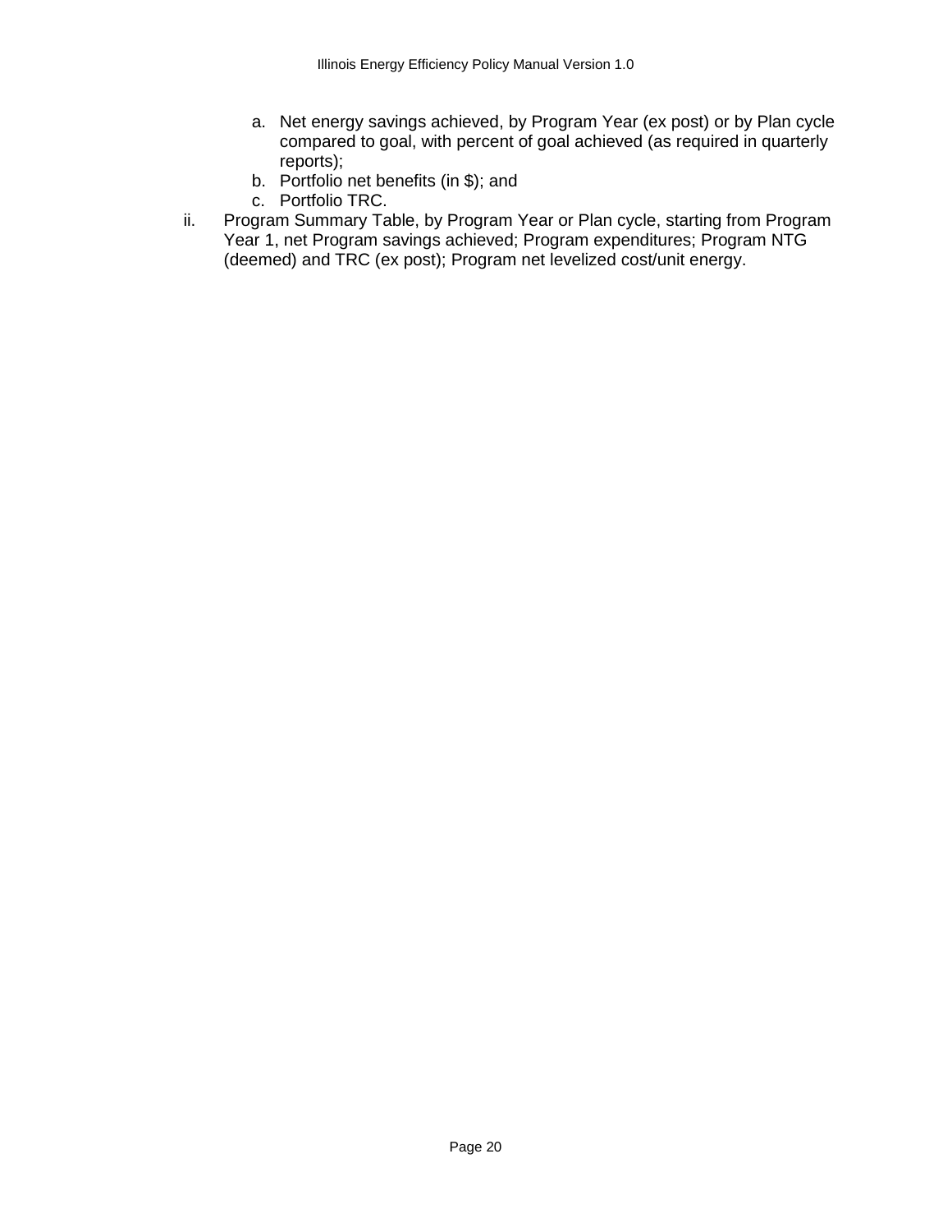a. Net energy savings achieved, by Program Year (ex post) or by Plan cycle compared to goal, with percent of goal achieved (as required in quarterly reports);
   b. Portfolio net benefits (in $); and
   c. Portfolio TRC.

ii. Program Summary Table, by Program Year or Plan cycle, starting from Program Year 1, net Program savings achieved; Program expenditures; Program NTG (deemed) and TRC (ex post); Program net levelized cost/unit energy.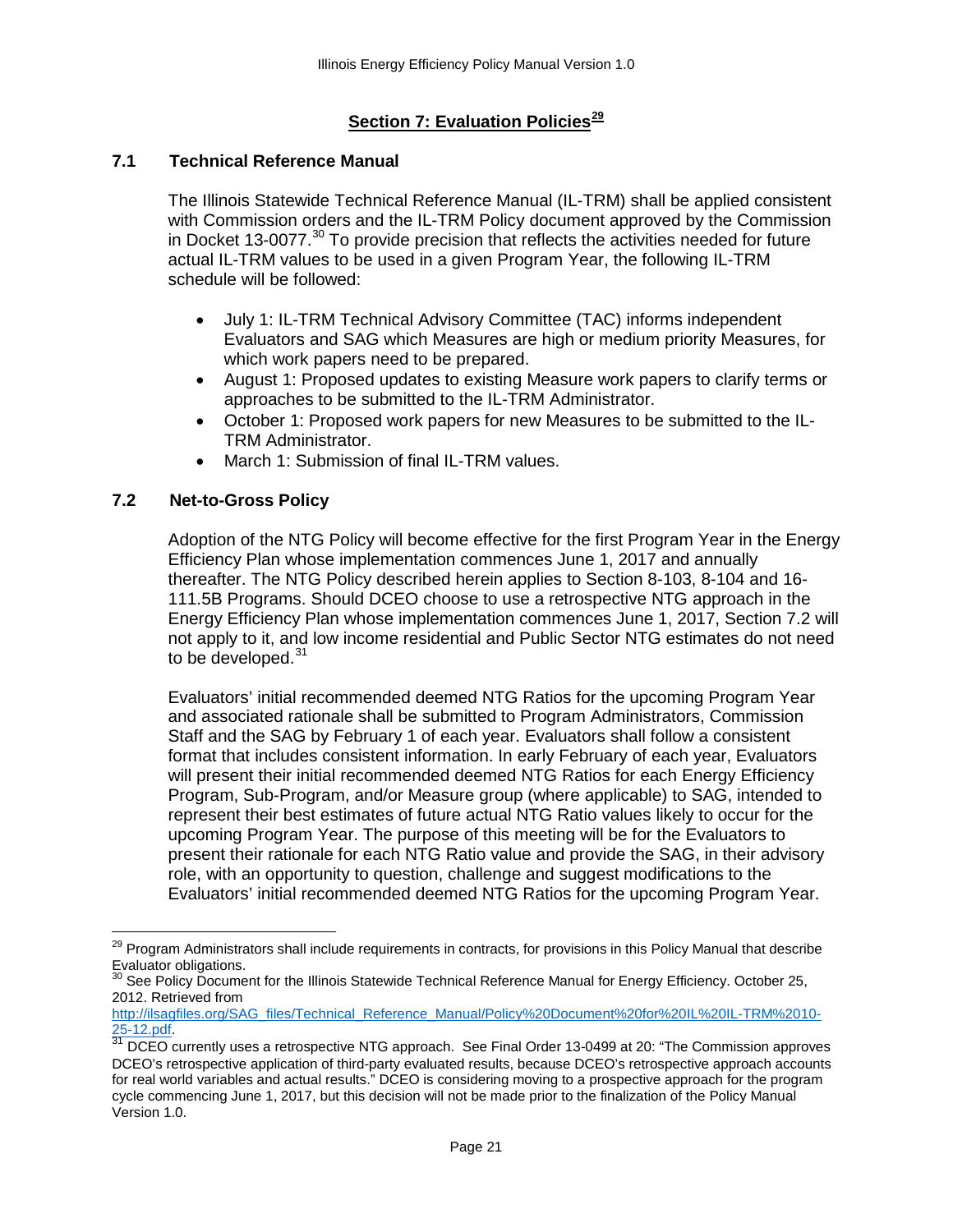## Section 7: Evaluation Policies[29]

### 7.1 Technical Reference Manual

The Illinois Statewide Technical Reference Manual (IL-TRM) shall be applied consistent with Commission orders and the IL-TRM Policy document approved by the Commission in Docket 13-0077.[30] To provide precision that reflects the activities needed for future actual IL-TRM values to be used in a given Program Year, the following IL-TRM schedule will be followed:

- July 1: IL-TRM Technical Advisory Committee (TAC) informs independent Evaluators and SAG which Measures are high or medium priority Measures, for which work papers need to be prepared.
- August 1: Proposed updates to existing Measure work papers to clarify terms or approaches to be submitted to the IL-TRM Administrator.
- October 1: Proposed work papers for new Measures to be submitted to the IL-TRM Administrator.
- March 1: Submission of final IL-TRM values.

### 7.2 Net-to-Gross Policy

Adoption of the NTG Policy will become effective for the first Program Year in the Energy Efficiency Plan whose implementation commences June 1, 2017 and annually thereafter. The NTG Policy described herein applies to Section 8-103, 8-104 and 16-111.5B Programs. Should DCEO choose to use a retrospective NTG approach in the Energy Efficiency Plan whose implementation commences June 1, 2017, Section 7.2 will not apply to it, and low income residential and Public Sector NTG estimates do not need to be developed.[31]

Evaluators' initial recommended deemed NTG Ratios for the upcoming Program Year and associated rationale shall be submitted to Program Administrators, Commission Staff and the SAG by February 1 of each year. Evaluators shall follow a consistent format that includes consistent information. In early February of each year, Evaluators will present their initial recommended deemed NTG Ratios for each Energy Efficiency Program, Sub-Program, and/or Measure group (where applicable) to SAG, intended to represent their best estimates of future actual NTG Ratio values likely to occur for the upcoming Program Year. The purpose of this meeting will be for the Evaluators to present their rationale for each NTG Ratio value and provide the SAG, in their advisory role, with an opportunity to question, challenge and suggest modifications to the Evaluators' initial recommended deemed NTG Ratios for the upcoming Program Year.

---

[29] Program Administrators shall include requirements in contracts, for provisions in this Policy Manual that describe Evaluator obligations.

[30] See Policy Document for the Illinois Statewide Technical Reference Manual for Energy Efficiency. October 25, 2012. Retrieved from http://ilsagfiles.org/SAG_files/Technical_Reference_Manual/Policy%20Document%20for%20IL%20IL-TRM%2010-25-12.pdf.

[31] DCEO currently uses a retrospective NTG approach. See Final Order 13-0499 at 20: "The Commission approves DCEO's retrospective application of third-party evaluated results, because DCEO's retrospective approach accounts for real world variables and actual results." DCEO is considering moving to a prospective approach for the program cycle commencing June 1, 2017, but this decision will not be made prior to the finalization of the Policy Manual Version 1.0.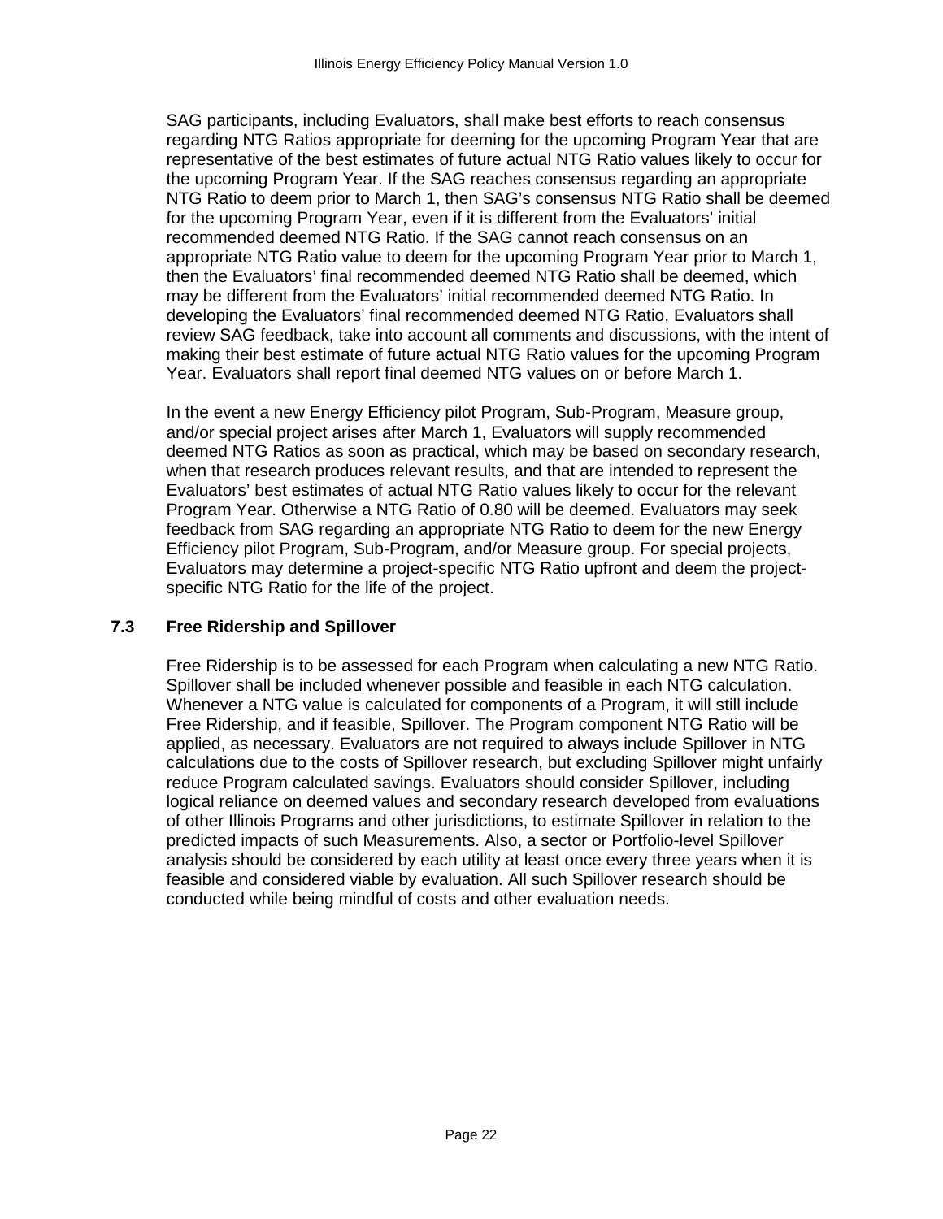SAG participants, including Evaluators, shall make best efforts to reach consensus regarding NTG Ratios appropriate for deeming for the upcoming Program Year that are representative of the best estimates of future actual NTG Ratio values likely to occur for the upcoming Program Year. If the SAG reaches consensus regarding an appropriate NTG Ratio to deem prior to March 1, then SAG's consensus NTG Ratio shall be deemed for the upcoming Program Year, even if it is different from the Evaluators' initial recommended deemed NTG Ratio. If the SAG cannot reach consensus on an appropriate NTG Ratio value to deem for the upcoming Program Year prior to March 1, then the Evaluators' final recommended deemed NTG Ratio shall be deemed, which may be different from the Evaluators' initial recommended deemed NTG Ratio. In developing the Evaluators' final recommended deemed NTG Ratio, Evaluators shall review SAG feedback, take into account all comments and discussions, with the intent of making their best estimate of future actual NTG Ratio values for the upcoming Program Year. Evaluators shall report final deemed NTG values on or before March 1.

In the event a new Energy Efficiency pilot Program, Sub-Program, Measure group, and/or special project arises after March 1, Evaluators will supply recommended deemed NTG Ratios as soon as practical, which may be based on secondary research, when that research produces relevant results, and that are intended to represent the Evaluators' best estimates of actual NTG Ratio values likely to occur for the relevant Program Year. Otherwise a NTG Ratio of 0.80 will be deemed. Evaluators may seek feedback from SAG regarding an appropriate NTG Ratio to deem for the new Energy Efficiency pilot Program, Sub-Program, and/or Measure group. For special projects, Evaluators may determine a project-specific NTG Ratio upfront and deem the project-specific NTG Ratio for the life of the project.

### 7.3 Free Ridership and Spillover

Free Ridership is to be assessed for each Program when calculating a new NTG Ratio. Spillover shall be included whenever possible and feasible in each NTG calculation. Whenever a NTG value is calculated for components of a Program, it will still include Free Ridership, and if feasible, Spillover. The Program component NTG Ratio will be applied, as necessary. Evaluators are not required to always include Spillover in NTG calculations due to the costs of Spillover research, but excluding Spillover might unfairly reduce Program calculated savings. Evaluators should consider Spillover, including logical reliance on deemed values and secondary research developed from evaluations of other Illinois Programs and other jurisdictions, to estimate Spillover in relation to the predicted impacts of such Measurements. Also, a sector or Portfolio-level Spillover analysis should be considered by each utility at least once every three years when it is feasible and considered viable by evaluation. All such Spillover research should be conducted while being mindful of costs and other evaluation needs.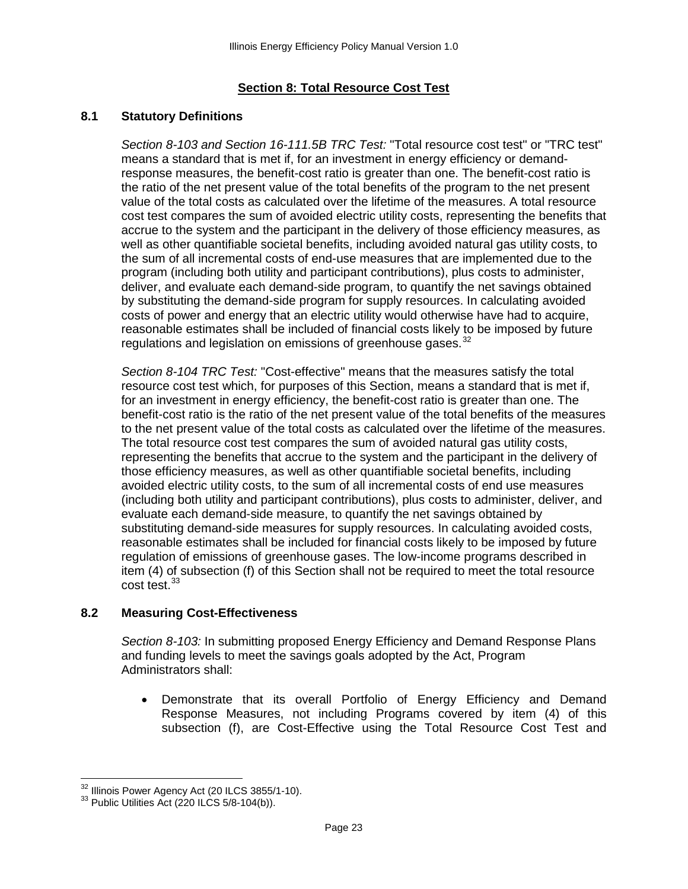## Section 8: Total Resource Cost Test

### 8.1 Statutory Definitions

*Section 8-103 and Section 16-111.5B TRC Test:* "Total resource cost test" or "TRC test" means a standard that is met if, for an investment in energy efficiency or demand-response measures, the benefit-cost ratio is greater than one. The benefit-cost ratio is the ratio of the net present value of the total benefits of the program to the net present value of the total costs as calculated over the lifetime of the measures. A total resource cost test compares the sum of avoided electric utility costs, representing the benefits that accrue to the system and the participant in the delivery of those efficiency measures, as well as other quantifiable societal benefits, including avoided natural gas utility costs, to the sum of all incremental costs of end-use measures that are implemented due to the program (including both utility and participant contributions), plus costs to administer, deliver, and evaluate each demand-side program, to quantify the net savings obtained by substituting the demand-side program for supply resources. In calculating avoided costs of power and energy that an electric utility would otherwise have had to acquire, reasonable estimates shall be included of financial costs likely to be imposed by future regulations and legislation on emissions of greenhouse gases.[32]

*Section 8-104 TRC Test:* "Cost-effective" means that the measures satisfy the total resource cost test which, for purposes of this Section, means a standard that is met if, for an investment in energy efficiency, the benefit-cost ratio is greater than one. The benefit-cost ratio is the ratio of the net present value of the total benefits of the measures to the net present value of the total costs as calculated over the lifetime of the measures. The total resource cost test compares the sum of avoided natural gas utility costs, representing the benefits that accrue to the system and the participant in the delivery of those efficiency measures, as well as other quantifiable societal benefits, including avoided electric utility costs, to the sum of all incremental costs of end use measures (including both utility and participant contributions), plus costs to administer, deliver, and evaluate each demand-side measure, to quantify the net savings obtained by substituting demand-side measures for supply resources. In calculating avoided costs, reasonable estimates shall be included for financial costs likely to be imposed by future regulation of emissions of greenhouse gases. The low-income programs described in item (4) of subsection (f) of this Section shall not be required to meet the total resource cost test.[33]

### 8.2 Measuring Cost-Effectiveness

*Section 8-103:* In submitting proposed Energy Efficiency and Demand Response Plans and funding levels to meet the savings goals adopted by the Act, Program Administrators shall:

- Demonstrate that its overall Portfolio of Energy Efficiency and Demand Response Measures, not including Programs covered by item (4) of this subsection (f), are Cost-Effective using the Total Resource Cost Test and

---

[32] Illinois Power Agency Act (20 ILCS 3855/1-10).

[33] Public Utilities Act (220 ILCS 5/8-104(b)).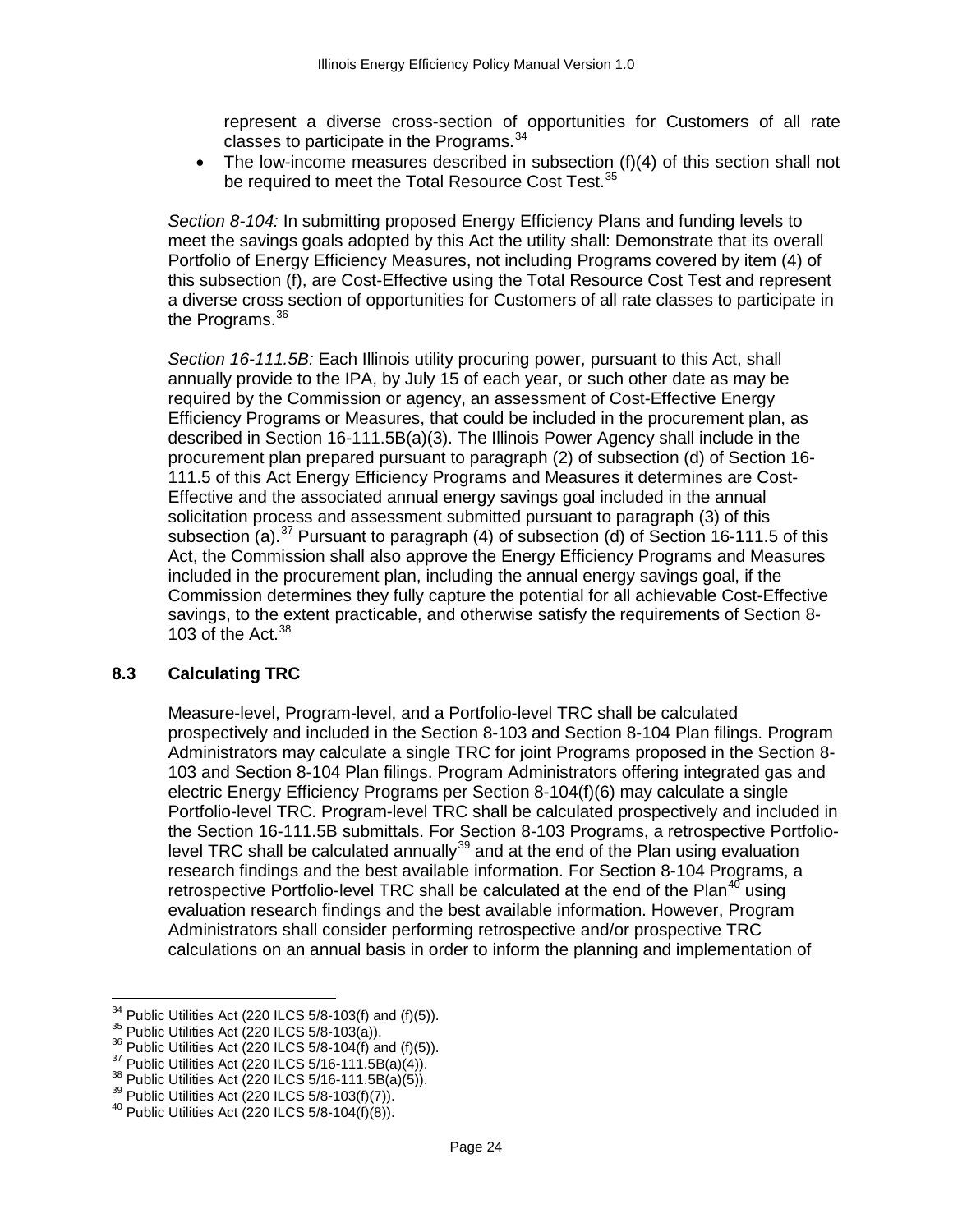represent a diverse cross-section of opportunities for Customers of all rate classes to participate in the Programs.[34]

- The low-income measures described in subsection (f)(4) of this section shall not be required to meet the Total Resource Cost Test.[35]

*Section 8-104:* In submitting proposed Energy Efficiency Plans and funding levels to meet the savings goals adopted by this Act the utility shall: Demonstrate that its overall Portfolio of Energy Efficiency Measures, not including Programs covered by item (4) of this subsection (f), are Cost-Effective using the Total Resource Cost Test and represent a diverse cross section of opportunities for Customers of all rate classes to participate in the Programs.[36]

*Section 16-111.5B:* Each Illinois utility procuring power, pursuant to this Act, shall annually provide to the IPA, by July 15 of each year, or such other date as may be required by the Commission or agency, an assessment of Cost-Effective Energy Efficiency Programs or Measures, that could be included in the procurement plan, as described in Section 16-111.5B(a)(3). The Illinois Power Agency shall include in the procurement plan prepared pursuant to paragraph (2) of subsection (d) of Section 16-111.5 of this Act Energy Efficiency Programs and Measures it determines are Cost-Effective and the associated annual energy savings goal included in the annual solicitation process and assessment submitted pursuant to paragraph (3) of this subsection (a).[37] Pursuant to paragraph (4) of subsection (d) of Section 16-111.5 of this Act, the Commission shall also approve the Energy Efficiency Programs and Measures included in the procurement plan, including the annual energy savings goal, if the Commission determines they fully capture the potential for all achievable Cost-Effective savings, to the extent practicable, and otherwise satisfy the requirements of Section 8-103 of the Act.[38]

### 8.3 Calculating TRC

Measure-level, Program-level, and a Portfolio-level TRC shall be calculated prospectively and included in the Section 8-103 and Section 8-104 Plan filings. Program Administrators may calculate a single TRC for joint Programs proposed in the Section 8-103 and Section 8-104 Plan filings. Program Administrators offering integrated gas and electric Energy Efficiency Programs per Section 8-104(f)(6) may calculate a single Portfolio-level TRC. Program-level TRC shall be calculated prospectively and included in the Section 16-111.5B submittals. For Section 8-103 Programs, a retrospective Portfolio-level TRC shall be calculated annually[39] and at the end of the Plan using evaluation research findings and the best available information. For Section 8-104 Programs, a retrospective Portfolio-level TRC shall be calculated at the end of the Plan[40] using evaluation research findings and the best available information. However, Program Administrators shall consider performing retrospective and/or prospective TRC calculations on an annual basis in order to inform the planning and implementation of

---

[34] Public Utilities Act (220 ILCS 5/8-103(f) and (f)(5)).
[35] Public Utilities Act (220 ILCS 5/8-103(a)).
[36] Public Utilities Act (220 ILCS 5/8-104(f) and (f)(5)).
[37] Public Utilities Act (220 ILCS 5/16-111.5B(a)(4)).
[38] Public Utilities Act (220 ILCS 5/16-111.5B(a)(5)).
[39] Public Utilities Act (220 ILCS 5/8-103(f)(7)).
[40] Public Utilities Act (220 ILCS 5/8-104(f)(8)).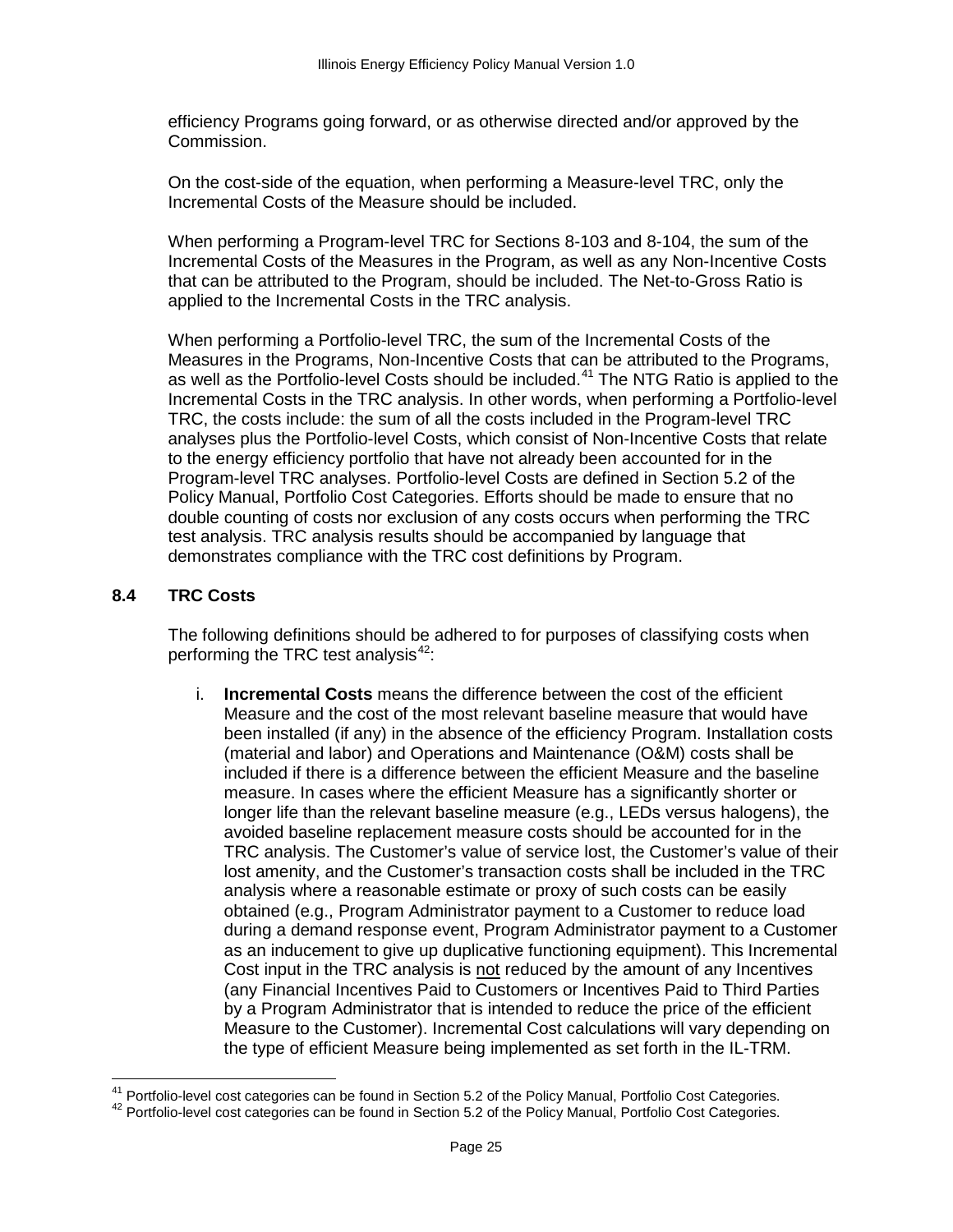efficiency Programs going forward, or as otherwise directed and/or approved by the Commission.

On the cost-side of the equation, when performing a Measure-level TRC, only the Incremental Costs of the Measure should be included.

When performing a Program-level TRC for Sections 8-103 and 8-104, the sum of the Incremental Costs of the Measures in the Program, as well as any Non-Incentive Costs that can be attributed to the Program, should be included. The Net-to-Gross Ratio is applied to the Incremental Costs in the TRC analysis.

When performing a Portfolio-level TRC, the sum of the Incremental Costs of the Measures in the Programs, Non-Incentive Costs that can be attributed to the Programs, as well as the Portfolio-level Costs should be included.[41] The NTG Ratio is applied to the Incremental Costs in the TRC analysis. In other words, when performing a Portfolio-level TRC, the costs include: the sum of all the costs included in the Program-level TRC analyses plus the Portfolio-level Costs, which consist of Non-Incentive Costs that relate to the energy efficiency portfolio that have not already been accounted for in the Program-level TRC analyses. Portfolio-level Costs are defined in Section 5.2 of the Policy Manual, Portfolio Cost Categories. Efforts should be made to ensure that no double counting of costs nor exclusion of any costs occurs when performing the TRC test analysis. TRC analysis results should be accompanied by language that demonstrates compliance with the TRC cost definitions by Program.

## 8.4 TRC Costs

The following definitions should be adhered to for purposes of classifying costs when performing the TRC test analysis[42]:

i. **Incremental Costs** means the difference between the cost of the efficient Measure and the cost of the most relevant baseline measure that would have been installed (if any) in the absence of the efficiency Program. Installation costs (material and labor) and Operations and Maintenance (O&M) costs shall be included if there is a difference between the efficient Measure and the baseline measure. In cases where the efficient Measure has a significantly shorter or longer life than the relevant baseline measure (e.g., LEDs versus halogens), the avoided baseline replacement measure costs should be accounted for in the TRC analysis. The Customer's value of service lost, the Customer's value of their lost amenity, and the Customer's transaction costs shall be included in the TRC analysis where a reasonable estimate or proxy of such costs can be easily obtained (e.g., Program Administrator payment to a Customer to reduce load during a demand response event, Program Administrator payment to a Customer as an inducement to give up duplicative functioning equipment). This Incremental Cost input in the TRC analysis is <u>not</u> reduced by the amount of any Incentives (any Financial Incentives Paid to Customers or Incentives Paid to Third Parties by a Program Administrator that is intended to reduce the price of the efficient Measure to the Customer). Incremental Cost calculations will vary depending on the type of efficient Measure being implemented as set forth in the IL-TRM.

---

[41] Portfolio-level cost categories can be found in Section 5.2 of the Policy Manual, Portfolio Cost Categories.

[42] Portfolio-level cost categories can be found in Section 5.2 of the Policy Manual, Portfolio Cost Categories.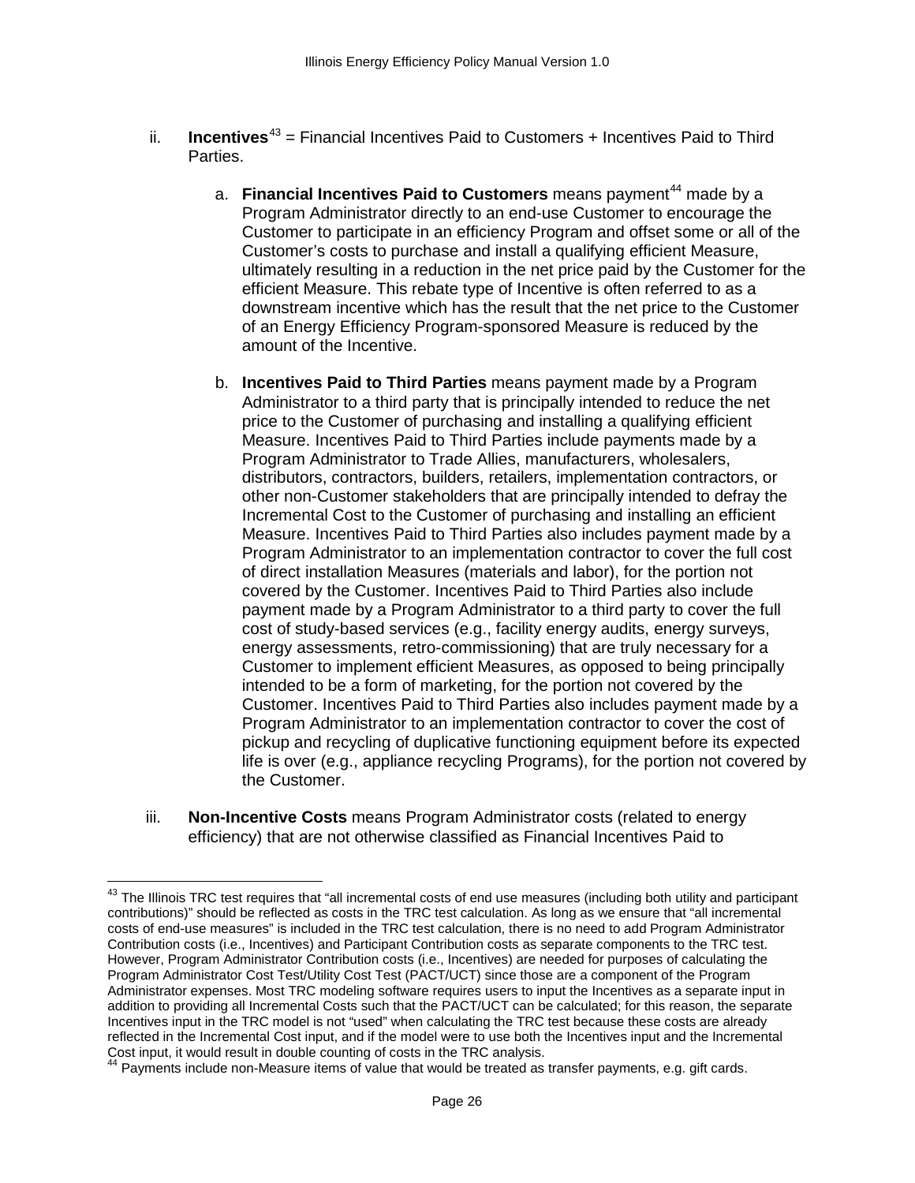ii. **Incentives**[43] = Financial Incentives Paid to Customers + Incentives Paid to Third Parties.

a. **Financial Incentives Paid to Customers** means payment[44] made by a Program Administrator directly to an end-use Customer to encourage the Customer to participate in an efficiency Program and offset some or all of the Customer's costs to purchase and install a qualifying efficient Measure, ultimately resulting in a reduction in the net price paid by the Customer for the efficient Measure. This rebate type of Incentive is often referred to as a downstream incentive which has the result that the net price to the Customer of an Energy Efficiency Program-sponsored Measure is reduced by the amount of the Incentive.

b. **Incentives Paid to Third Parties** means payment made by a Program Administrator to a third party that is principally intended to reduce the net price to the Customer of purchasing and installing a qualifying efficient Measure. Incentives Paid to Third Parties include payments made by a Program Administrator to Trade Allies, manufacturers, wholesalers, distributors, contractors, builders, retailers, implementation contractors, or other non-Customer stakeholders that are principally intended to defray the Incremental Cost to the Customer of purchasing and installing an efficient Measure. Incentives Paid to Third Parties also includes payment made by a Program Administrator to an implementation contractor to cover the full cost of direct installation Measures (materials and labor), for the portion not covered by the Customer. Incentives Paid to Third Parties also include payment made by a Program Administrator to a third party to cover the full cost of study-based services (e.g., facility energy audits, energy surveys, energy assessments, retro-commissioning) that are truly necessary for a Customer to implement efficient Measures, as opposed to being principally intended to be a form of marketing, for the portion not covered by the Customer. Incentives Paid to Third Parties also includes payment made by a Program Administrator to an implementation contractor to cover the cost of pickup and recycling of duplicative functioning equipment before its expected life is over (e.g., appliance recycling Programs), for the portion not covered by the Customer.

iii. **Non-Incentive Costs** means Program Administrator costs (related to energy efficiency) that are not otherwise classified as Financial Incentives Paid to

---

[43] The Illinois TRC test requires that "all incremental costs of end use measures (including both utility and participant contributions)" should be reflected as costs in the TRC test calculation. As long as we ensure that "all incremental costs of end-use measures" is included in the TRC test calculation, there is no need to add Program Administrator Contribution costs (i.e., Incentives) and Participant Contribution costs as separate components to the TRC test. However, Program Administrator Contribution costs (i.e., Incentives) are needed for purposes of calculating the Program Administrator Cost Test/Utility Cost Test (PACT/UCT) since those are a component of the Program Administrator expenses. Most TRC modeling software requires users to input the Incentives as a separate input in addition to providing all Incremental Costs such that the PACT/UCT can be calculated; for this reason, the separate Incentives input in the TRC model is not "used" when calculating the TRC test because these costs are already reflected in the Incremental Cost input, and if the model were to use both the Incentives input and the Incremental Cost input, it would result in double counting of costs in the TRC analysis.

[44] Payments include non-Measure items of value that would be treated as transfer payments, e.g. gift cards.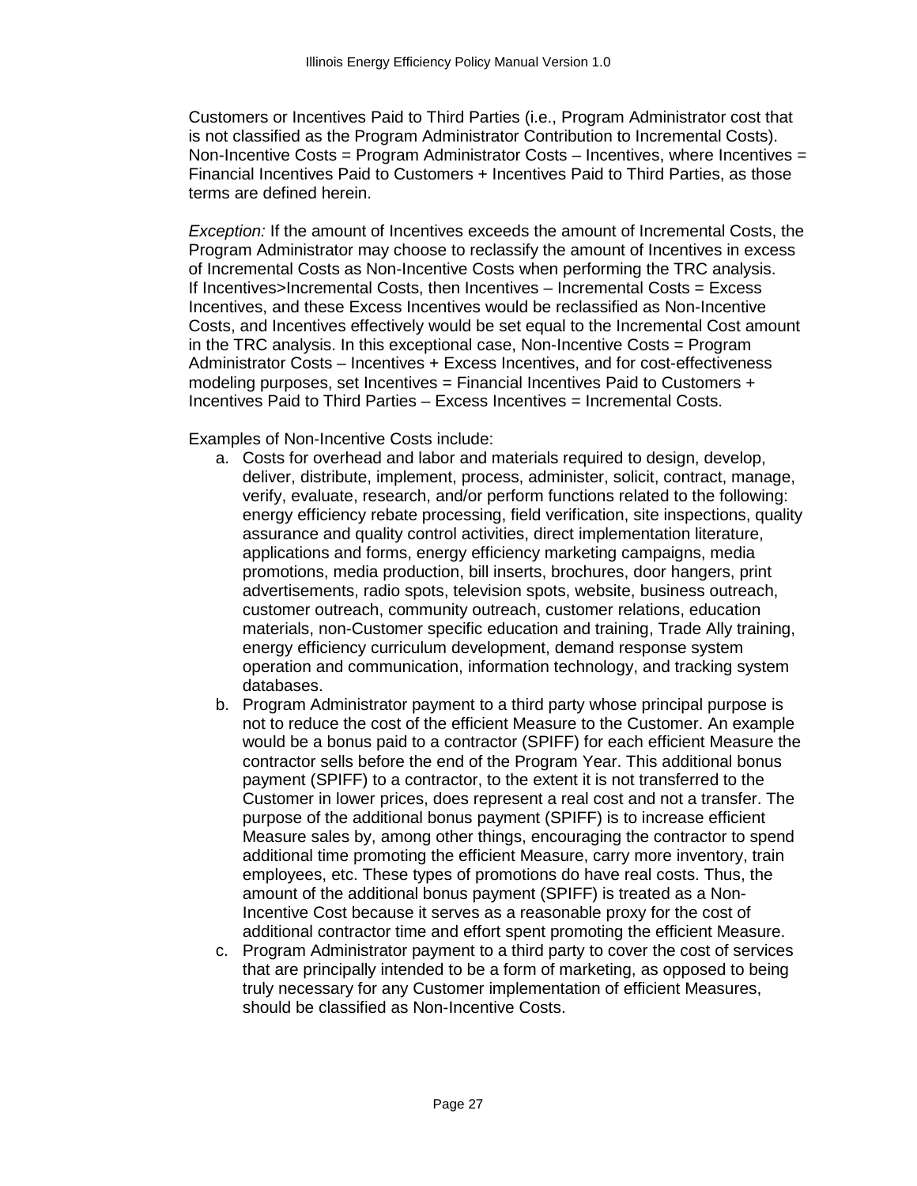Customers or Incentives Paid to Third Parties (i.e., Program Administrator cost that is not classified as the Program Administrator Contribution to Incremental Costs). Non-Incentive Costs = Program Administrator Costs – Incentives, where Incentives = Financial Incentives Paid to Customers + Incentives Paid to Third Parties, as those terms are defined herein.

*Exception:* If the amount of Incentives exceeds the amount of Incremental Costs, the Program Administrator may choose to reclassify the amount of Incentives in excess of Incremental Costs as Non-Incentive Costs when performing the TRC analysis. If Incentives>Incremental Costs, then Incentives – Incremental Costs = Excess Incentives, and these Excess Incentives would be reclassified as Non-Incentive Costs, and Incentives effectively would be set equal to the Incremental Cost amount in the TRC analysis. In this exceptional case, Non-Incentive Costs = Program Administrator Costs – Incentives + Excess Incentives, and for cost-effectiveness modeling purposes, set Incentives = Financial Incentives Paid to Customers + Incentives Paid to Third Parties – Excess Incentives = Incremental Costs.

Examples of Non-Incentive Costs include:

a. Costs for overhead and labor and materials required to design, develop, deliver, distribute, implement, process, administer, solicit, contract, manage, verify, evaluate, research, and/or perform functions related to the following: energy efficiency rebate processing, field verification, site inspections, quality assurance and quality control activities, direct implementation literature, applications and forms, energy efficiency marketing campaigns, media promotions, media production, bill inserts, brochures, door hangers, print advertisements, radio spots, television spots, website, business outreach, customer outreach, community outreach, customer relations, education materials, non-Customer specific education and training, Trade Ally training, energy efficiency curriculum development, demand response system operation and communication, information technology, and tracking system databases.
b. Program Administrator payment to a third party whose principal purpose is not to reduce the cost of the efficient Measure to the Customer. An example would be a bonus paid to a contractor (SPIFF) for each efficient Measure the contractor sells before the end of the Program Year. This additional bonus payment (SPIFF) to a contractor, to the extent it is not transferred to the Customer in lower prices, does represent a real cost and not a transfer. The purpose of the additional bonus payment (SPIFF) is to increase efficient Measure sales by, among other things, encouraging the contractor to spend additional time promoting the efficient Measure, carry more inventory, train employees, etc. These types of promotions do have real costs. Thus, the amount of the additional bonus payment (SPIFF) is treated as a Non-Incentive Cost because it serves as a reasonable proxy for the cost of additional contractor time and effort spent promoting the efficient Measure.
c. Program Administrator payment to a third party to cover the cost of services that are principally intended to be a form of marketing, as opposed to being truly necessary for any Customer implementation of efficient Measures, should be classified as Non-Incentive Costs.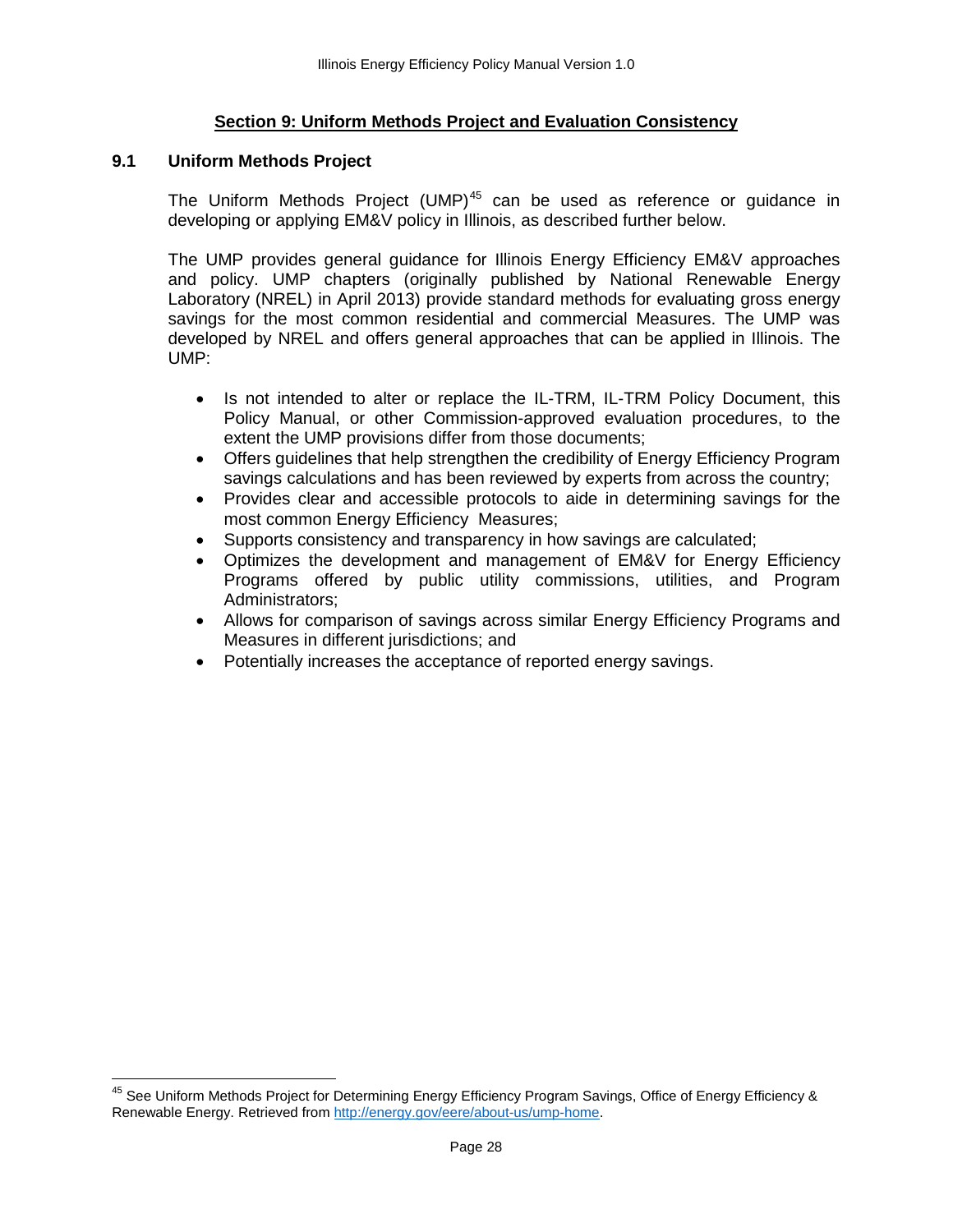## Section 9: Uniform Methods Project and Evaluation Consistency

### 9.1 Uniform Methods Project

The Uniform Methods Project (UMP)[45] can be used as reference or guidance in developing or applying EM&V policy in Illinois, as described further below.

The UMP provides general guidance for Illinois Energy Efficiency EM&V approaches and policy. UMP chapters (originally published by National Renewable Energy Laboratory (NREL) in April 2013) provide standard methods for evaluating gross energy savings for the most common residential and commercial Measures. The UMP was developed by NREL and offers general approaches that can be applied in Illinois. The UMP:

- Is not intended to alter or replace the IL-TRM, IL-TRM Policy Document, this Policy Manual, or other Commission-approved evaluation procedures, to the extent the UMP provisions differ from those documents;
- Offers guidelines that help strengthen the credibility of Energy Efficiency Program savings calculations and has been reviewed by experts from across the country;
- Provides clear and accessible protocols to aide in determining savings for the most common Energy Efficiency Measures;
- Supports consistency and transparency in how savings are calculated;
- Optimizes the development and management of EM&V for Energy Efficiency Programs offered by public utility commissions, utilities, and Program Administrators;
- Allows for comparison of savings across similar Energy Efficiency Programs and Measures in different jurisdictions; and
- Potentially increases the acceptance of reported energy savings.

---

[45] See Uniform Methods Project for Determining Energy Efficiency Program Savings, Office of Energy Efficiency & Renewable Energy. Retrieved from http://energy.gov/eere/about-us/ump-home.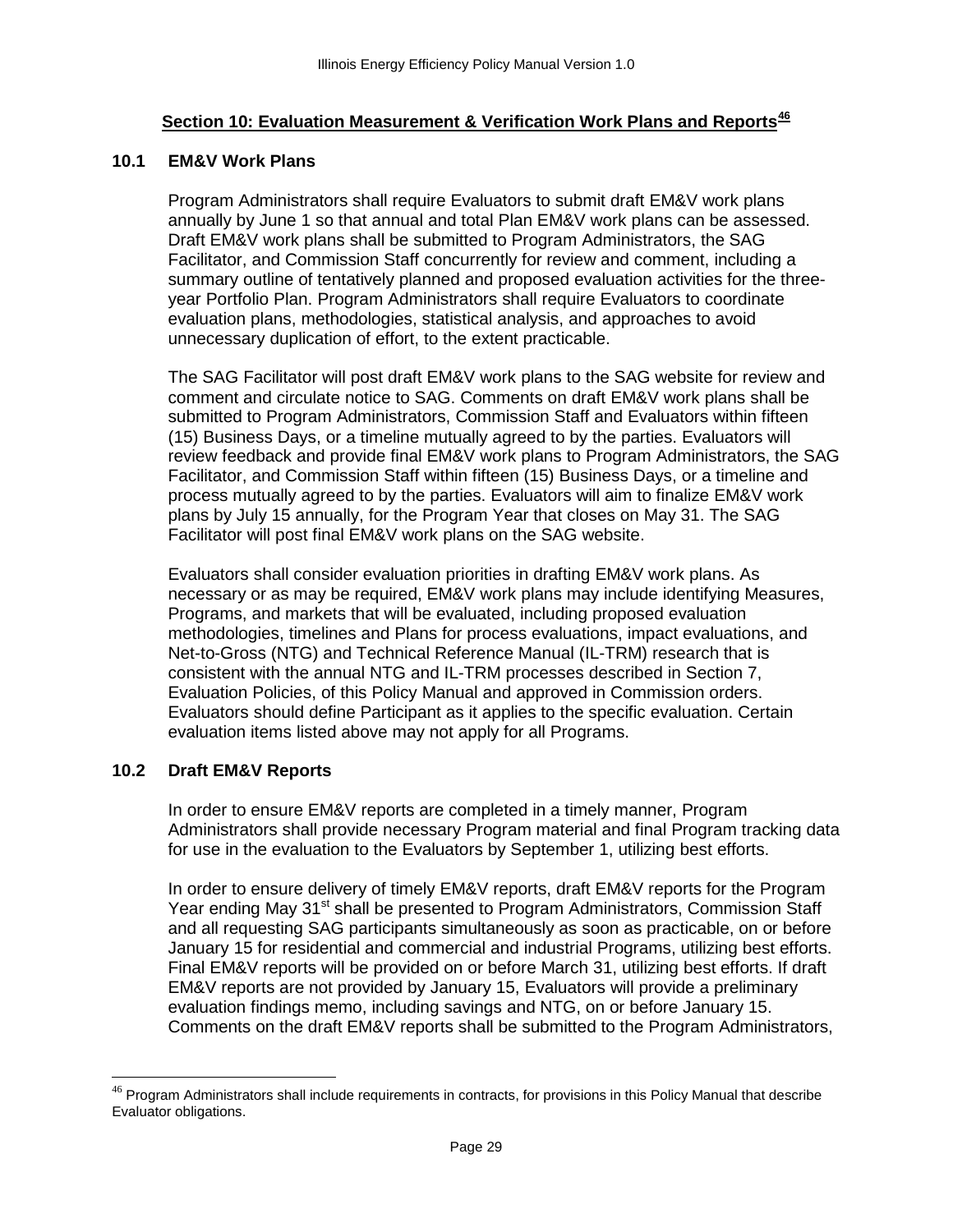## Section 10: Evaluation Measurement & Verification Work Plans and Reports[46]

### 10.1 EM&V Work Plans

Program Administrators shall require Evaluators to submit draft EM&V work plans annually by June 1 so that annual and total Plan EM&V work plans can be assessed. Draft EM&V work plans shall be submitted to Program Administrators, the SAG Facilitator, and Commission Staff concurrently for review and comment, including a summary outline of tentatively planned and proposed evaluation activities for the three-year Portfolio Plan. Program Administrators shall require Evaluators to coordinate evaluation plans, methodologies, statistical analysis, and approaches to avoid unnecessary duplication of effort, to the extent practicable.

The SAG Facilitator will post draft EM&V work plans to the SAG website for review and comment and circulate notice to SAG. Comments on draft EM&V work plans shall be submitted to Program Administrators, Commission Staff and Evaluators within fifteen (15) Business Days, or a timeline mutually agreed to by the parties. Evaluators will review feedback and provide final EM&V work plans to Program Administrators, the SAG Facilitator, and Commission Staff within fifteen (15) Business Days, or a timeline and process mutually agreed to by the parties. Evaluators will aim to finalize EM&V work plans by July 15 annually, for the Program Year that closes on May 31. The SAG Facilitator will post final EM&V work plans on the SAG website.

Evaluators shall consider evaluation priorities in drafting EM&V work plans. As necessary or as may be required, EM&V work plans may include identifying Measures, Programs, and markets that will be evaluated, including proposed evaluation methodologies, timelines and Plans for process evaluations, impact evaluations, and Net-to-Gross (NTG) and Technical Reference Manual (IL-TRM) research that is consistent with the annual NTG and IL-TRM processes described in Section 7, Evaluation Policies, of this Policy Manual and approved in Commission orders. Evaluators should define Participant as it applies to the specific evaluation. Certain evaluation items listed above may not apply for all Programs.

### 10.2 Draft EM&V Reports

In order to ensure EM&V reports are completed in a timely manner, Program Administrators shall provide necessary Program material and final Program tracking data for use in the evaluation to the Evaluators by September 1, utilizing best efforts.

In order to ensure delivery of timely EM&V reports, draft EM&V reports for the Program Year ending May 31st shall be presented to Program Administrators, Commission Staff and all requesting SAG participants simultaneously as soon as practicable, on or before January 15 for residential and commercial and industrial Programs, utilizing best efforts. Final EM&V reports will be provided on or before March 31, utilizing best efforts. If draft EM&V reports are not provided by January 15, Evaluators will provide a preliminary evaluation findings memo, including savings and NTG, on or before January 15. Comments on the draft EM&V reports shall be submitted to the Program Administrators,

---

[46] Program Administrators shall include requirements in contracts, for provisions in this Policy Manual that describe Evaluator obligations.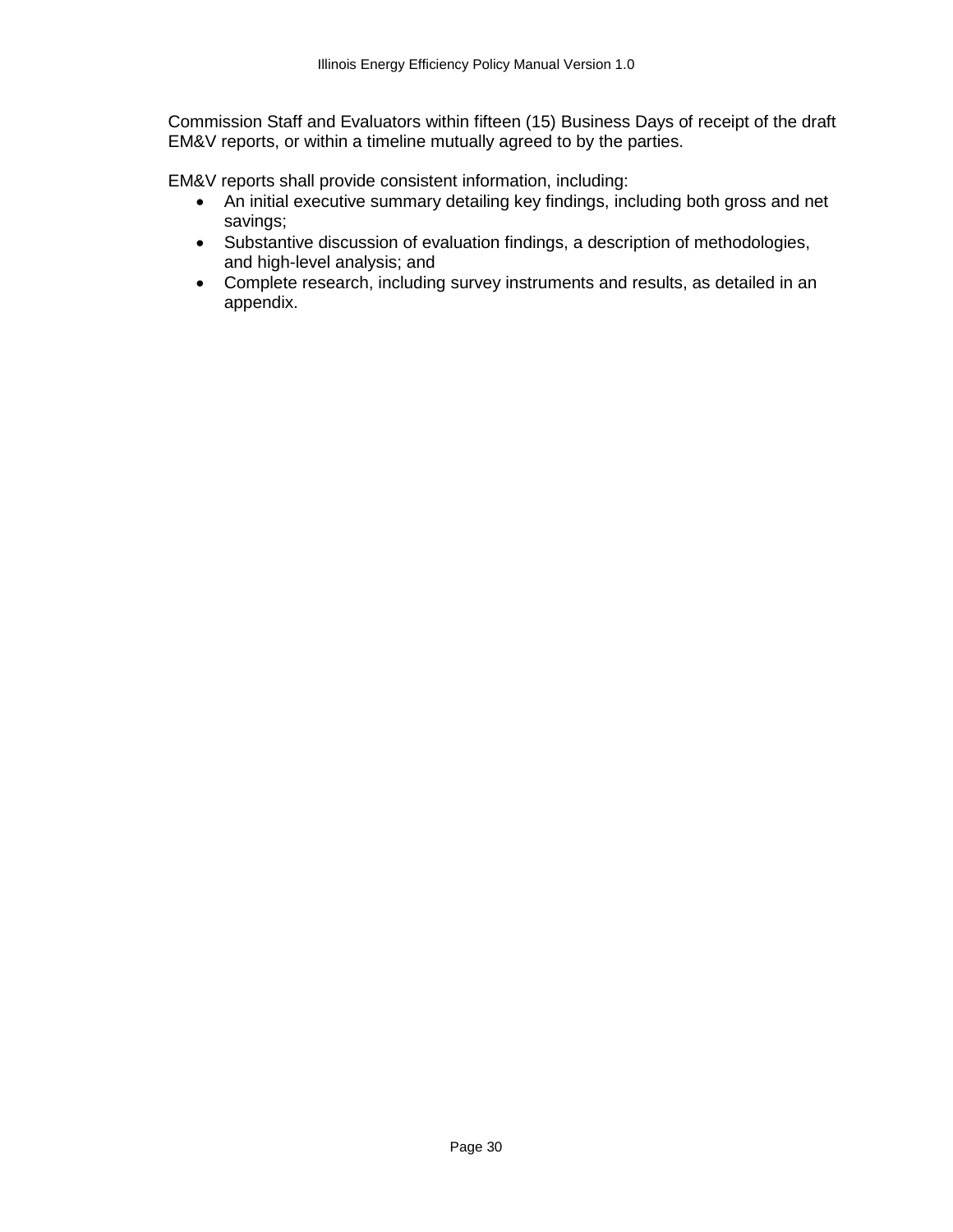Commission Staff and Evaluators within fifteen (15) Business Days of receipt of the draft EM&V reports, or within a timeline mutually agreed to by the parties.

EM&V reports shall provide consistent information, including:

- An initial executive summary detailing key findings, including both gross and net savings;
- Substantive discussion of evaluation findings, a description of methodologies, and high-level analysis; and
- Complete research, including survey instruments and results, as detailed in an appendix.